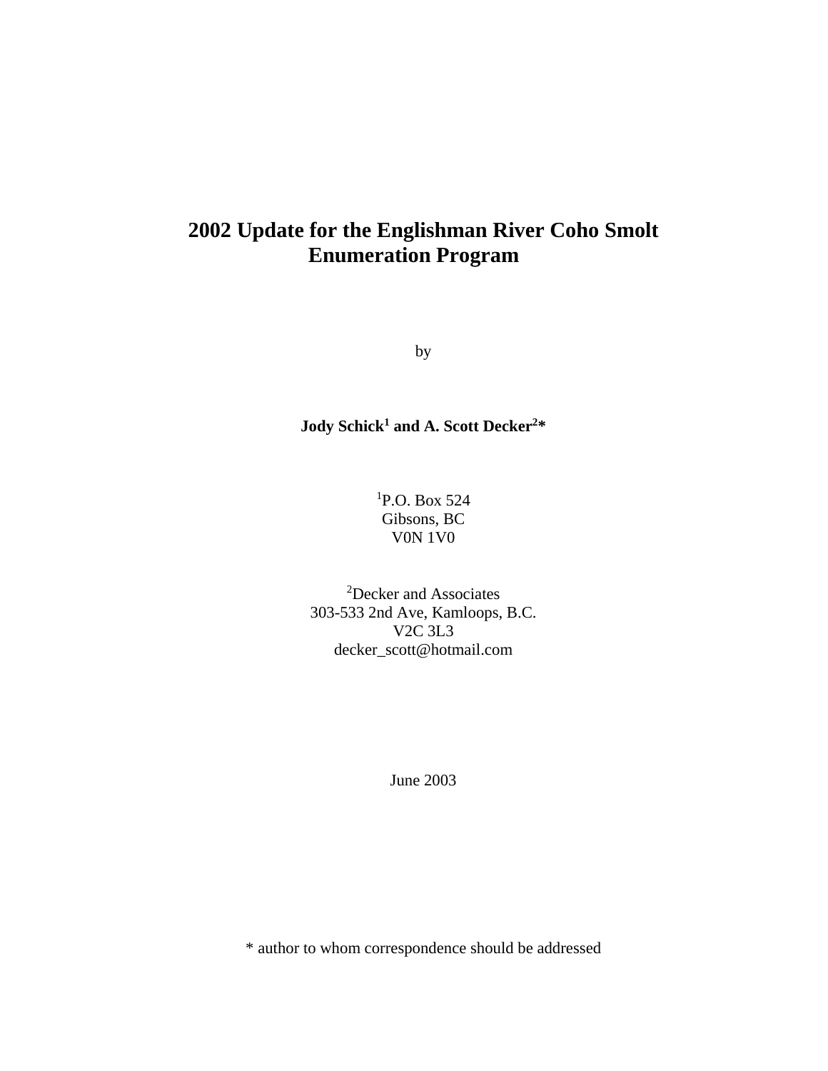# 2002 Update for the Englishman River Coho Smolt Enumeration Program

by

**Jody Schick[1] and A. Scott Decker[2]***

[1]P.O. Box 524
Gibsons, BC
V0N 1V0

[2]Decker and Associates
303-533 2nd Ave, Kamloops, B.C.
V2C 3L3
decker_scott@hotmail.com

June 2003

* author to whom correspondence should be addressed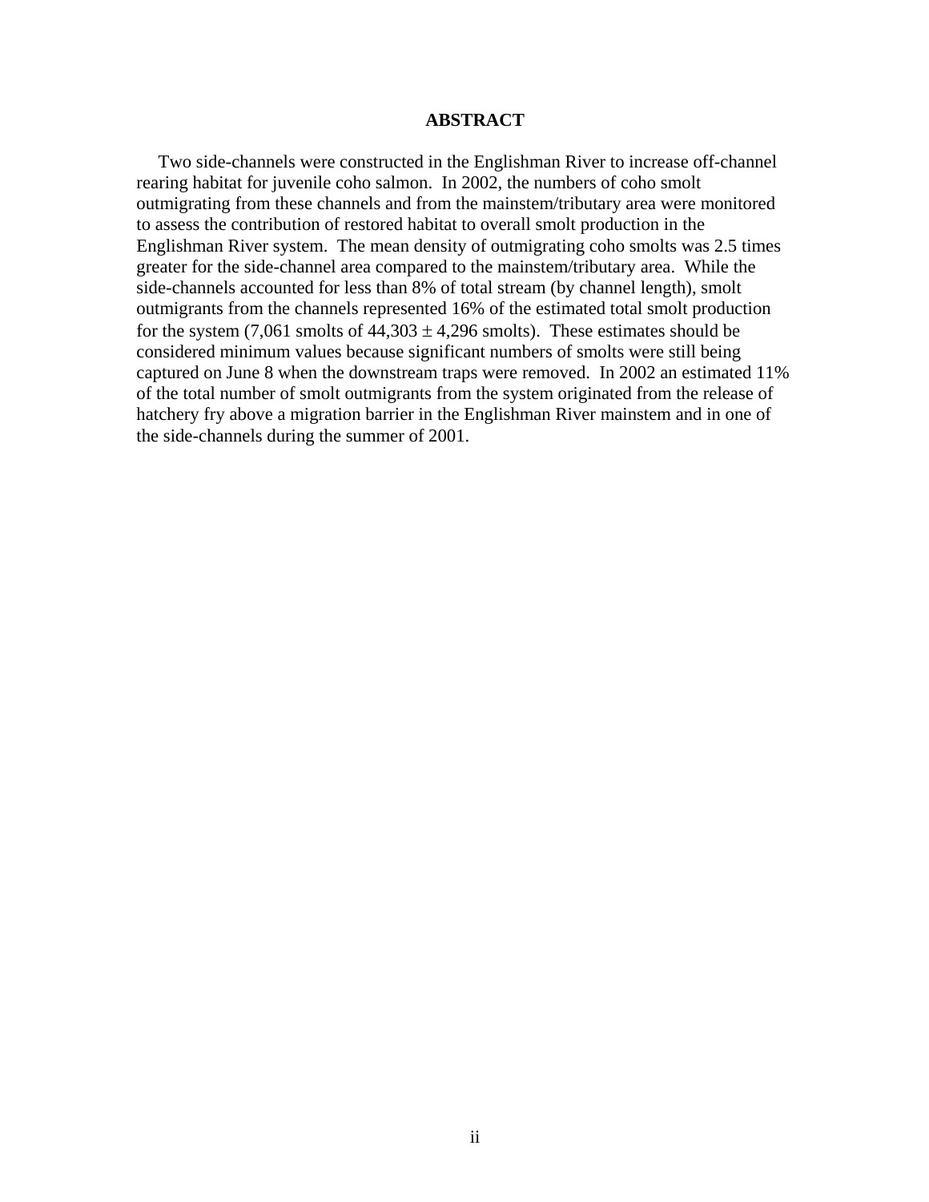# ABSTRACT

Two side-channels were constructed in the Englishman River to increase off-channel rearing habitat for juvenile coho salmon. In 2002, the numbers of coho smolt outmigrating from these channels and from the mainstem/tributary area were monitored to assess the contribution of restored habitat to overall smolt production in the Englishman River system. The mean density of outmigrating coho smolts was 2.5 times greater for the side-channel area compared to the mainstem/tributary area. While the side-channels accounted for less than 8% of total stream (by channel length), smolt outmigrants from the channels represented 16% of the estimated total smolt production for the system (7,061 smolts of 44,303 ± 4,296 smolts). These estimates should be considered minimum values because significant numbers of smolts were still being captured on June 8 when the downstream traps were removed. In 2002 an estimated 11% of the total number of smolt outmigrants from the system originated from the release of hatchery fry above a migration barrier in the Englishman River mainstem and in one of the side-channels during the summer of 2001.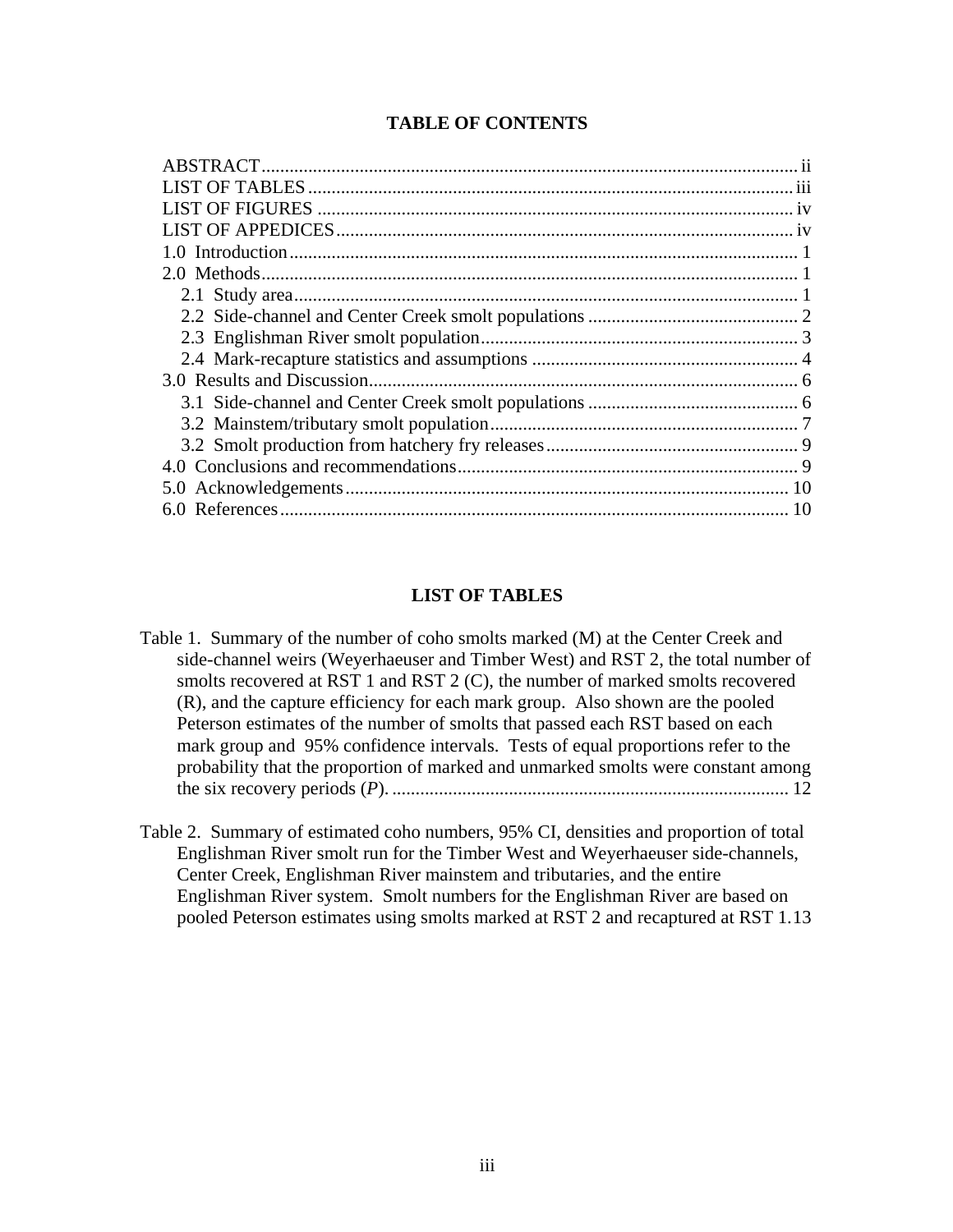## TABLE OF CONTENTS

ABSTRACT .......... ii
LIST OF TABLES .......... iii
LIST OF FIGURES .......... iv
LIST OF APPEDICES .......... iv
1.0 Introduction .......... 1
2.0 Methods .......... 1
  2.1 Study area .......... 1
  2.2 Side-channel and Center Creek smolt populations .......... 2
  2.3 Englishman River smolt population .......... 3
  2.4 Mark-recapture statistics and assumptions .......... 4
3.0 Results and Discussion .......... 6
  3.1 Side-channel and Center Creek smolt populations .......... 6
  3.2 Mainstem/tributary smolt population .......... 7
  3.2 Smolt production from hatchery fry releases .......... 9
4.0 Conclusions and recommendations .......... 9
5.0 Acknowledgements .......... 10
6.0 References .......... 10

## LIST OF TABLES

Table 1. Summary of the number of coho smolts marked (M) at the Center Creek and side-channel weirs (Weyerhaeuser and Timber West) and RST 2, the total number of smolts recovered at RST 1 and RST 2 (C), the number of marked smolts recovered (R), and the capture efficiency for each mark group. Also shown are the pooled Peterson estimates of the number of smolts that passed each RST based on each mark group and 95% confidence intervals. Tests of equal proportions refer to the probability that the proportion of marked and unmarked smolts were constant among the six recovery periods (*P*). .......... 12

Table 2. Summary of estimated coho numbers, 95% CI, densities and proportion of total Englishman River smolt run for the Timber West and Weyerhaeuser side-channels, Center Creek, Englishman River mainstem and tributaries, and the entire Englishman River system. Smolt numbers for the Englishman River are based on pooled Peterson estimates using smolts marked at RST 2 and recaptured at RST 1. 13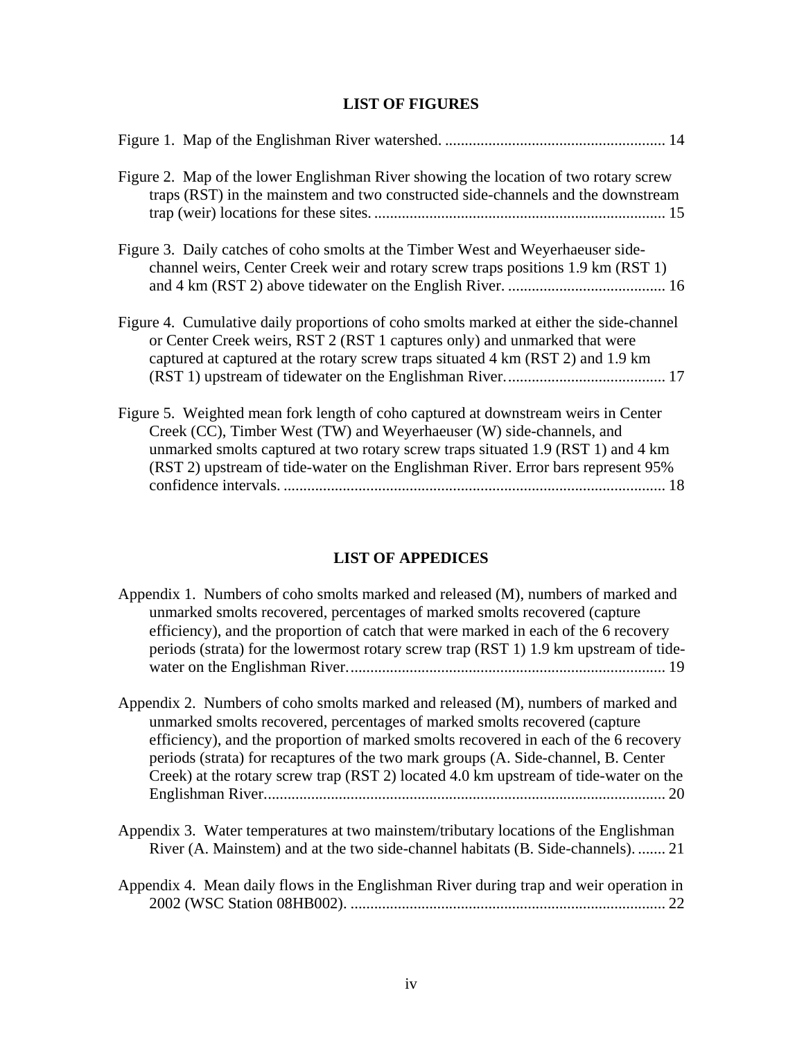## LIST OF FIGURES

Figure 1. Map of the Englishman River watershed. ........................................................ 14

Figure 2. Map of the lower Englishman River showing the location of two rotary screw traps (RST) in the mainstem and two constructed side-channels and the downstream trap (weir) locations for these sites. .......................................................................... 15

Figure 3. Daily catches of coho smolts at the Timber West and Weyerhaeuser side-channel weirs, Center Creek weir and rotary screw traps positions 1.9 km (RST 1) and 4 km (RST 2) above tidewater on the English River. ........................................ 16

Figure 4. Cumulative daily proportions of coho smolts marked at either the side-channel or Center Creek weirs, RST 2 (RST 1 captures only) and unmarked that were captured at captured at the rotary screw traps situated 4 km (RST 2) and 1.9 km (RST 1) upstream of tidewater on the Englishman River. ........................................ 17

Figure 5. Weighted mean fork length of coho captured at downstream weirs in Center Creek (CC), Timber West (TW) and Weyerhaeuser (W) side-channels, and unmarked smolts captured at two rotary screw traps situated 1.9 (RST 1) and 4 km (RST 2) upstream of tide-water on the Englishman River. Error bars represent 95% confidence intervals. ................................................................................................ 18

## LIST OF APPEDICES

Appendix 1. Numbers of coho smolts marked and released (M), numbers of marked and unmarked smolts recovered, percentages of marked smolts recovered (capture efficiency), and the proportion of catch that were marked in each of the 6 recovery periods (strata) for the lowermost rotary screw trap (RST 1) 1.9 km upstream of tide-water on the Englishman River. ................................................................................ 19

Appendix 2. Numbers of coho smolts marked and released (M), numbers of marked and unmarked smolts recovered, percentages of marked smolts recovered (capture efficiency), and the proportion of marked smolts recovered in each of the 6 recovery periods (strata) for recaptures of the two mark groups (A. Side-channel, B. Center Creek) at the rotary screw trap (RST 2) located 4.0 km upstream of tide-water on the Englishman River..................................................................................................... 20

Appendix 3. Water temperatures at two mainstem/tributary locations of the Englishman River (A. Mainstem) and at the two side-channel habitats (B. Side-channels). ....... 21

Appendix 4. Mean daily flows in the Englishman River during trap and weir operation in 2002 (WSC Station 08HB002). ............................................................................... 22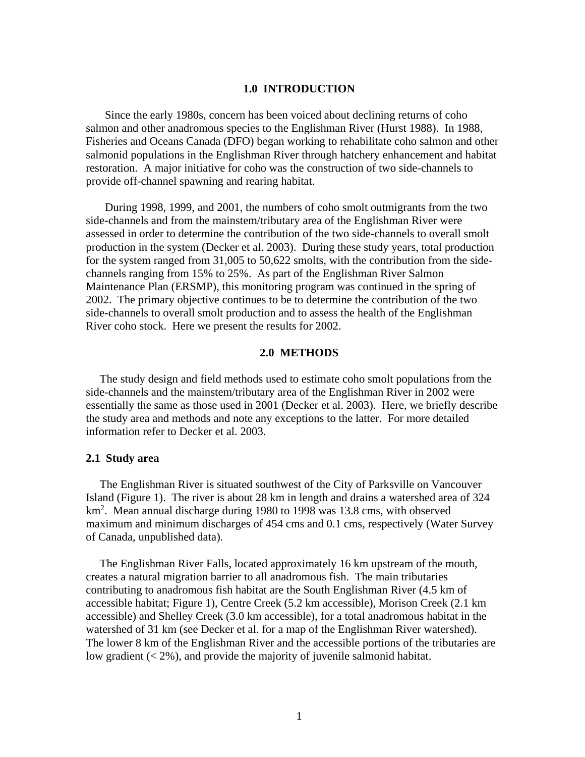## 1.0 INTRODUCTION

Since the early 1980s, concern has been voiced about declining returns of coho salmon and other anadromous species to the Englishman River (Hurst 1988). In 1988, Fisheries and Oceans Canada (DFO) began working to rehabilitate coho salmon and other salmonid populations in the Englishman River through hatchery enhancement and habitat restoration. A major initiative for coho was the construction of two side-channels to provide off-channel spawning and rearing habitat.

During 1998, 1999, and 2001, the numbers of coho smolt outmigrants from the two side-channels and from the mainstem/tributary area of the Englishman River were assessed in order to determine the contribution of the two side-channels to overall smolt production in the system (Decker et al. 2003). During these study years, total production for the system ranged from 31,005 to 50,622 smolts, with the contribution from the side-channels ranging from 15% to 25%. As part of the Englishman River Salmon Maintenance Plan (ERSMP), this monitoring program was continued in the spring of 2002. The primary objective continues to be to determine the contribution of the two side-channels to overall smolt production and to assess the health of the Englishman River coho stock. Here we present the results for 2002.

## 2.0 METHODS

The study design and field methods used to estimate coho smolt populations from the side-channels and the mainstem/tributary area of the Englishman River in 2002 were essentially the same as those used in 2001 (Decker et al. 2003). Here, we briefly describe the study area and methods and note any exceptions to the latter. For more detailed information refer to Decker et al. 2003.

### 2.1 Study area

The Englishman River is situated southwest of the City of Parksville on Vancouver Island (Figure 1). The river is about 28 km in length and drains a watershed area of 324 $km^2$. Mean annual discharge during 1980 to 1998 was 13.8 cms, with observed maximum and minimum discharges of 454 cms and 0.1 cms, respectively (Water Survey of Canada, unpublished data).

The Englishman River Falls, located approximately 16 km upstream of the mouth, creates a natural migration barrier to all anadromous fish. The main tributaries contributing to anadromous fish habitat are the South Englishman River (4.5 km of accessible habitat; Figure 1), Centre Creek (5.2 km accessible), Morison Creek (2.1 km accessible) and Shelley Creek (3.0 km accessible), for a total anadromous habitat in the watershed of 31 km (see Decker et al. for a map of the Englishman River watershed). The lower 8 km of the Englishman River and the accessible portions of the tributaries are low gradient (< 2%), and provide the majority of juvenile salmonid habitat.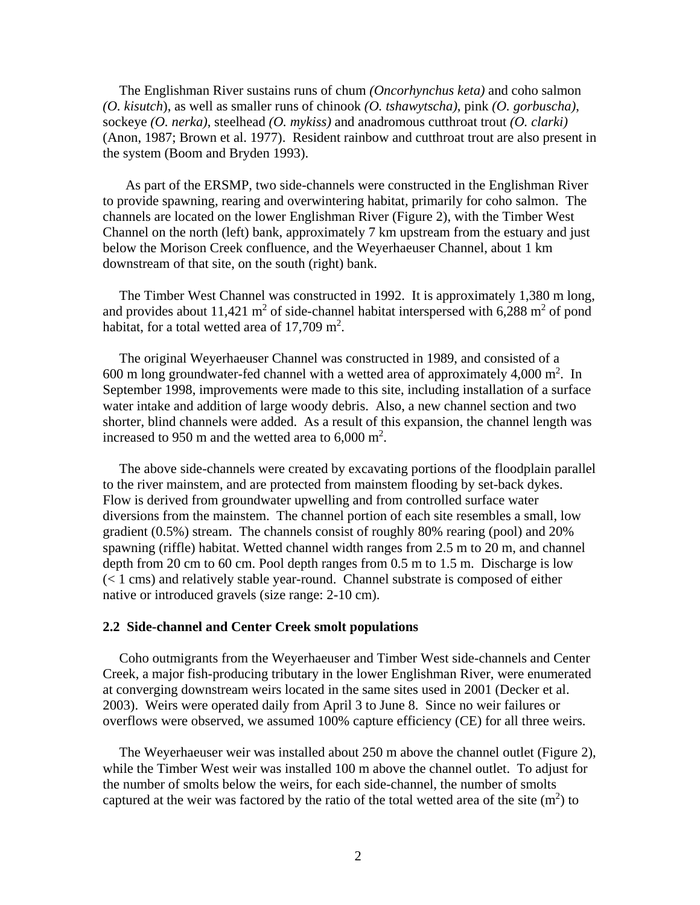The Englishman River sustains runs of chum *(Oncorhynchus keta)* and coho salmon *(O. kisutch*), as well as smaller runs of chinook *(O. tshawytscha)*, pink *(O. gorbuscha)*, sockeye *(O. nerka)*, steelhead *(O. mykiss)* and anadromous cutthroat trout *(O. clarki)* (Anon, 1987; Brown et al. 1977). Resident rainbow and cutthroat trout are also present in the system (Boom and Bryden 1993).

As part of the ERSMP, two side-channels were constructed in the Englishman River to provide spawning, rearing and overwintering habitat, primarily for coho salmon. The channels are located on the lower Englishman River (Figure 2), with the Timber West Channel on the north (left) bank, approximately 7 km upstream from the estuary and just below the Morison Creek confluence, and the Weyerhaeuser Channel, about 1 km downstream of that site, on the south (right) bank.

The Timber West Channel was constructed in 1992. It is approximately 1,380 m long, and provides about 11,421 $m^2$ of side-channel habitat interspersed with 6,288 $m^2$ of pond habitat, for a total wetted area of 17,709 $m^2$.

The original Weyerhaeuser Channel was constructed in 1989, and consisted of a 600 m long groundwater-fed channel with a wetted area of approximately 4,000 $m^2$. In September 1998, improvements were made to this site, including installation of a surface water intake and addition of large woody debris. Also, a new channel section and two shorter, blind channels were added. As a result of this expansion, the channel length was increased to 950 m and the wetted area to 6,000 $m^2$.

The above side-channels were created by excavating portions of the floodplain parallel to the river mainstem, and are protected from mainstem flooding by set-back dykes. Flow is derived from groundwater upwelling and from controlled surface water diversions from the mainstem. The channel portion of each site resembles a small, low gradient (0.5%) stream. The channels consist of roughly 80% rearing (pool) and 20% spawning (riffle) habitat. Wetted channel width ranges from 2.5 m to 20 m, and channel depth from 20 cm to 60 cm. Pool depth ranges from 0.5 m to 1.5 m. Discharge is low (< 1 cms) and relatively stable year-round. Channel substrate is composed of either native or introduced gravels (size range: 2-10 cm).

### 2.2 Side-channel and Center Creek smolt populations

Coho outmigrants from the Weyerhaeuser and Timber West side-channels and Center Creek, a major fish-producing tributary in the lower Englishman River, were enumerated at converging downstream weirs located in the same sites used in 2001 (Decker et al. 2003). Weirs were operated daily from April 3 to June 8. Since no weir failures or overflows were observed, we assumed 100% capture efficiency (CE) for all three weirs.

The Weyerhaeuser weir was installed about 250 m above the channel outlet (Figure 2), while the Timber West weir was installed 100 m above the channel outlet. To adjust for the number of smolts below the weirs, for each side-channel, the number of smolts captured at the weir was factored by the ratio of the total wetted area of the site ($m^2$) to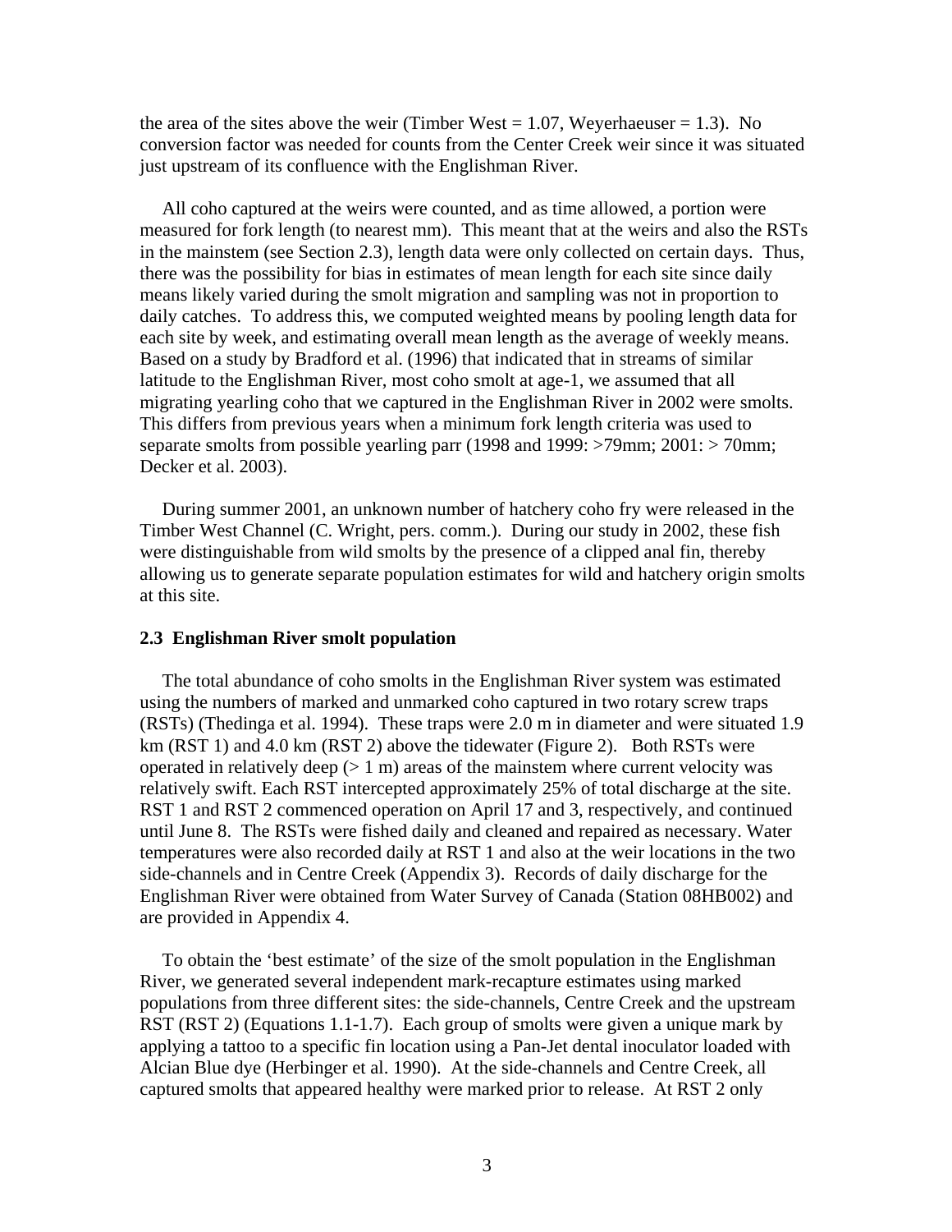the area of the sites above the weir (Timber West = 1.07, Weyerhaeuser = 1.3). No conversion factor was needed for counts from the Center Creek weir since it was situated just upstream of its confluence with the Englishman River.

All coho captured at the weirs were counted, and as time allowed, a portion were measured for fork length (to nearest mm). This meant that at the weirs and also the RSTs in the mainstem (see Section 2.3), length data were only collected on certain days. Thus, there was the possibility for bias in estimates of mean length for each site since daily means likely varied during the smolt migration and sampling was not in proportion to daily catches. To address this, we computed weighted means by pooling length data for each site by week, and estimating overall mean length as the average of weekly means. Based on a study by Bradford et al. (1996) that indicated that in streams of similar latitude to the Englishman River, most coho smolt at age-1, we assumed that all migrating yearling coho that we captured in the Englishman River in 2002 were smolts. This differs from previous years when a minimum fork length criteria was used to separate smolts from possible yearling parr (1998 and 1999: >79mm; 2001: > 70mm; Decker et al. 2003).

During summer 2001, an unknown number of hatchery coho fry were released in the Timber West Channel (C. Wright, pers. comm.). During our study in 2002, these fish were distinguishable from wild smolts by the presence of a clipped anal fin, thereby allowing us to generate separate population estimates for wild and hatchery origin smolts at this site.

### 2.3 Englishman River smolt population

The total abundance of coho smolts in the Englishman River system was estimated using the numbers of marked and unmarked coho captured in two rotary screw traps (RSTs) (Thedinga et al. 1994). These traps were 2.0 m in diameter and were situated 1.9 km (RST 1) and 4.0 km (RST 2) above the tidewater (Figure 2). Both RSTs were operated in relatively deep (> 1 m) areas of the mainstem where current velocity was relatively swift. Each RST intercepted approximately 25% of total discharge at the site. RST 1 and RST 2 commenced operation on April 17 and 3, respectively, and continued until June 8. The RSTs were fished daily and cleaned and repaired as necessary. Water temperatures were also recorded daily at RST 1 and also at the weir locations in the two side-channels and in Centre Creek (Appendix 3). Records of daily discharge for the Englishman River were obtained from Water Survey of Canada (Station 08HB002) and are provided in Appendix 4.

To obtain the 'best estimate' of the size of the smolt population in the Englishman River, we generated several independent mark-recapture estimates using marked populations from three different sites: the side-channels, Centre Creek and the upstream RST (RST 2) (Equations 1.1-1.7). Each group of smolts were given a unique mark by applying a tattoo to a specific fin location using a Pan-Jet dental inoculator loaded with Alcian Blue dye (Herbinger et al. 1990). At the side-channels and Centre Creek, all captured smolts that appeared healthy were marked prior to release. At RST 2 only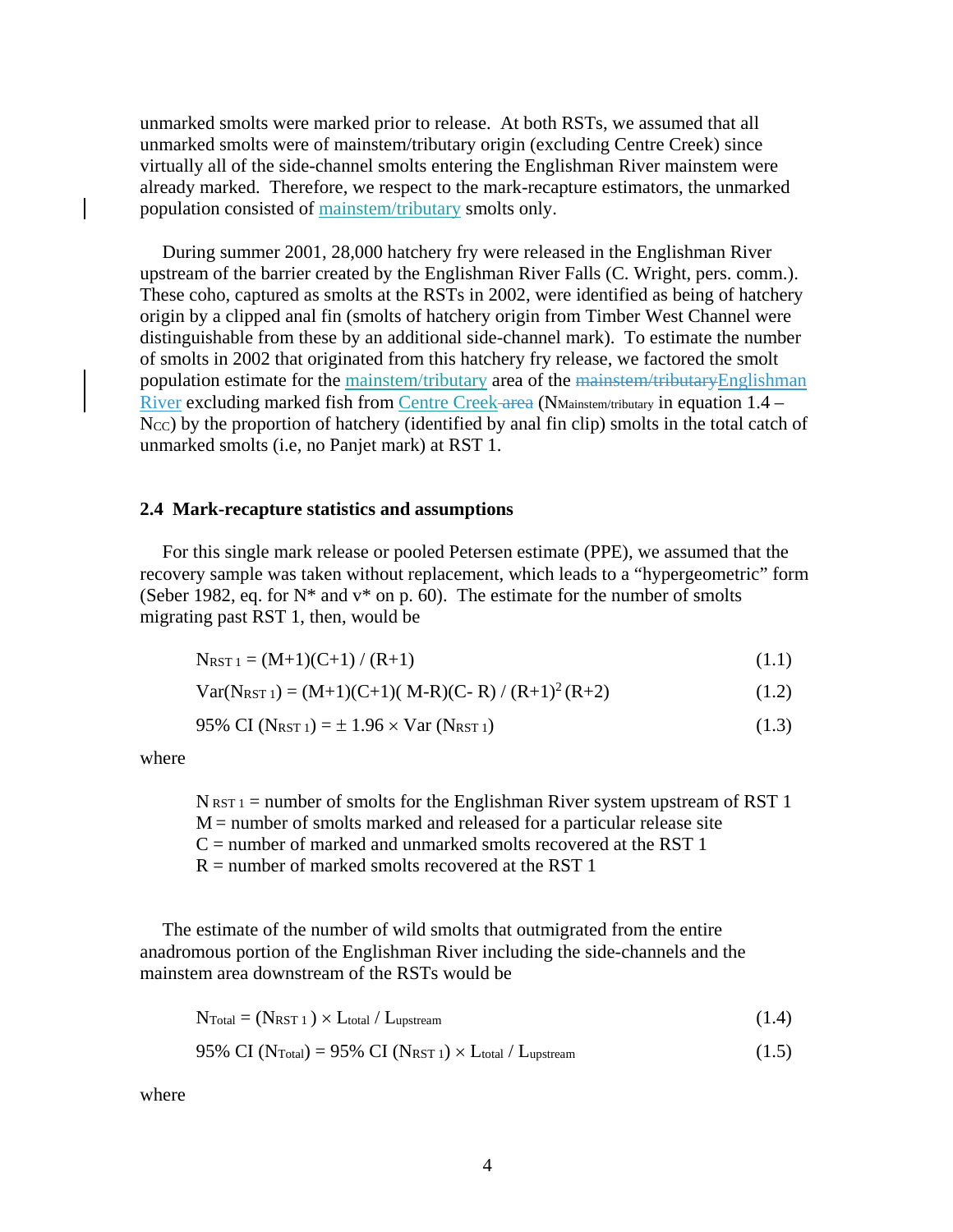unmarked smolts were marked prior to release. At both RSTs, we assumed that all unmarked smolts were of mainstem/tributary origin (excluding Centre Creek) since virtually all of the side-channel smolts entering the Englishman River mainstem were already marked. Therefore, we respect to the mark-recapture estimators, the unmarked population consisted of mainstem/tributary smolts only.

During summer 2001, 28,000 hatchery fry were released in the Englishman River upstream of the barrier created by the Englishman River Falls (C. Wright, pers. comm.). These coho, captured as smolts at the RSTs in 2002, were identified as being of hatchery origin by a clipped anal fin (smolts of hatchery origin from Timber West Channel were distinguishable from these by an additional side-channel mark). To estimate the number of smolts in 2002 that originated from this hatchery fry release, we factored the smolt population estimate for the mainstem/tributary area of the ~~mainstem/tributary~~Englishman River excluding marked fish from Centre Creek ~~area~~ ($N_{Mainstem/tributary}$ in equation 1.4 – $N_{CC}$) by the proportion of hatchery (identified by anal fin clip) smolts in the total catch of unmarked smolts (i.e, no Panjet mark) at RST 1.

### 2.4 Mark-recapture statistics and assumptions

For this single mark release or pooled Petersen estimate (PPE), we assumed that the recovery sample was taken without replacement, which leads to a "hypergeometric" form (Seber 1982, eq. for N* and v* on p. 60). The estimate for the number of smolts migrating past RST 1, then, would be

$$N_{RST\ 1} = (M+1)(C+1) / (R+1) \tag{1.1}$$

$$Var(N_{RST\ 1}) = (M+1)(C+1)(M-R)(C-R) / (R+1)^2 (R+2) \tag{1.2}$$

$$95\%\ CI\ (N_{RST\ 1}) = \pm\ 1.96 \times Var\ (N_{RST\ 1}) \tag{1.3}$$

where

$N_{RST\ 1}$ = number of smolts for the Englishman River system upstream of RST 1
M = number of smolts marked and released for a particular release site
C = number of marked and unmarked smolts recovered at the RST 1
R = number of marked smolts recovered at the RST 1

The estimate of the number of wild smolts that outmigrated from the entire anadromous portion of the Englishman River including the side-channels and the mainstem area downstream of the RSTs would be

$$N_{Total} = (N_{RST\ 1}) \times L_{total} / L_{upstream} \tag{1.4}$$

$$95\%\ CI\ (N_{Total}) = 95\%\ CI\ (N_{RST\ 1}) \times L_{total} / L_{upstream} \tag{1.5}$$

where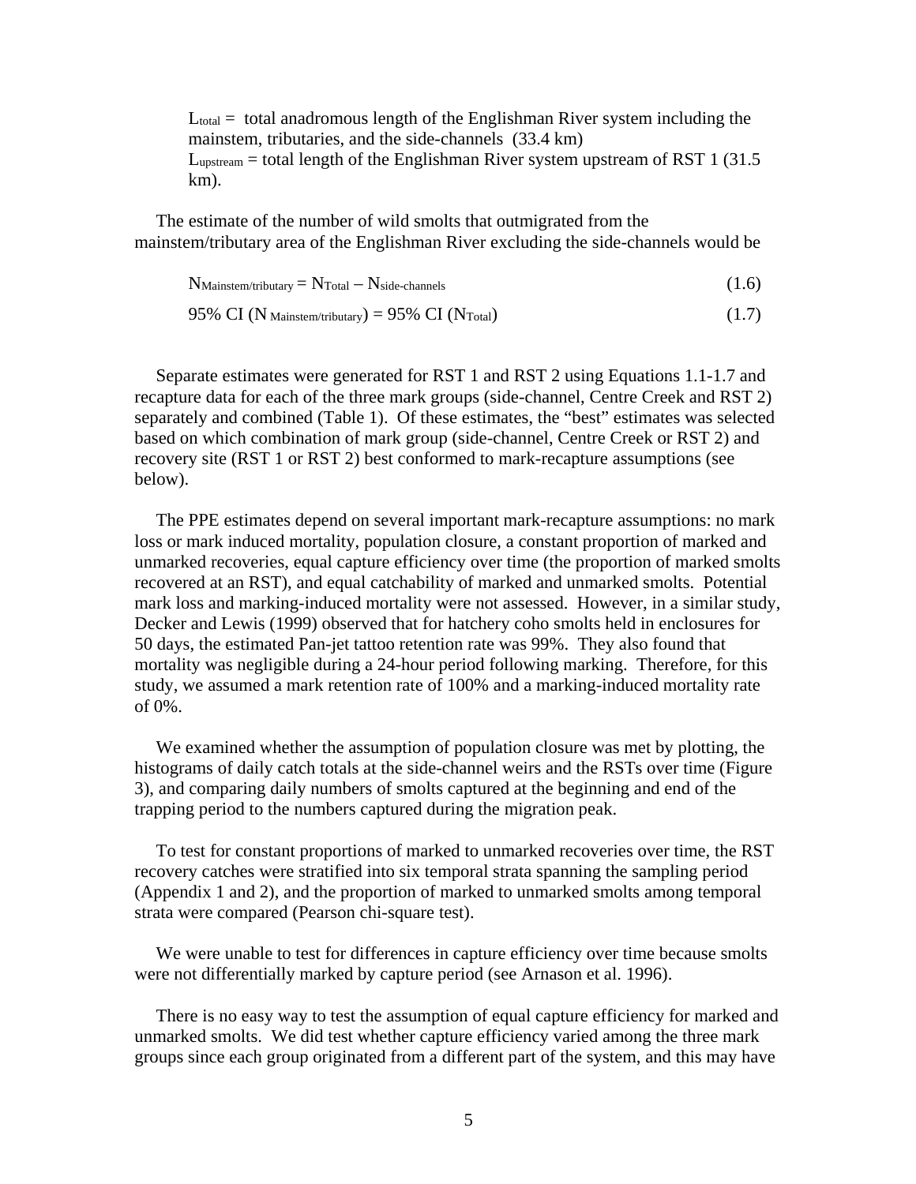$L_{total}$ = total anadromous length of the Englishman River system including the mainstem, tributaries, and the side-channels (33.4 km)
$L_{upstream}$ = total length of the Englishman River system upstream of RST 1 (31.5 km).

The estimate of the number of wild smolts that outmigrated from the mainstem/tributary area of the Englishman River excluding the side-channels would be

$$N_{Mainstem/tributary} = N_{Total} - N_{side\text{-}channels} \tag{1.6}$$

$$95\%\ CI\ (N_{Mainstem/tributary}) = 95\%\ CI\ (N_{Total}) \tag{1.7}$$

Separate estimates were generated for RST 1 and RST 2 using Equations 1.1-1.7 and recapture data for each of the three mark groups (side-channel, Centre Creek and RST 2) separately and combined (Table 1). Of these estimates, the "best" estimates was selected based on which combination of mark group (side-channel, Centre Creek or RST 2) and recovery site (RST 1 or RST 2) best conformed to mark-recapture assumptions (see below).

The PPE estimates depend on several important mark-recapture assumptions: no mark loss or mark induced mortality, population closure, a constant proportion of marked and unmarked recoveries, equal capture efficiency over time (the proportion of marked smolts recovered at an RST), and equal catchability of marked and unmarked smolts. Potential mark loss and marking-induced mortality were not assessed. However, in a similar study, Decker and Lewis (1999) observed that for hatchery coho smolts held in enclosures for 50 days, the estimated Pan-jet tattoo retention rate was 99%. They also found that mortality was negligible during a 24-hour period following marking. Therefore, for this study, we assumed a mark retention rate of 100% and a marking-induced mortality rate of 0%.

We examined whether the assumption of population closure was met by plotting, the histograms of daily catch totals at the side-channel weirs and the RSTs over time (Figure 3), and comparing daily numbers of smolts captured at the beginning and end of the trapping period to the numbers captured during the migration peak.

To test for constant proportions of marked to unmarked recoveries over time, the RST recovery catches were stratified into six temporal strata spanning the sampling period (Appendix 1 and 2), and the proportion of marked to unmarked smolts among temporal strata were compared (Pearson chi-square test).

We were unable to test for differences in capture efficiency over time because smolts were not differentially marked by capture period (see Arnason et al. 1996).

There is no easy way to test the assumption of equal capture efficiency for marked and unmarked smolts. We did test whether capture efficiency varied among the three mark groups since each group originated from a different part of the system, and this may have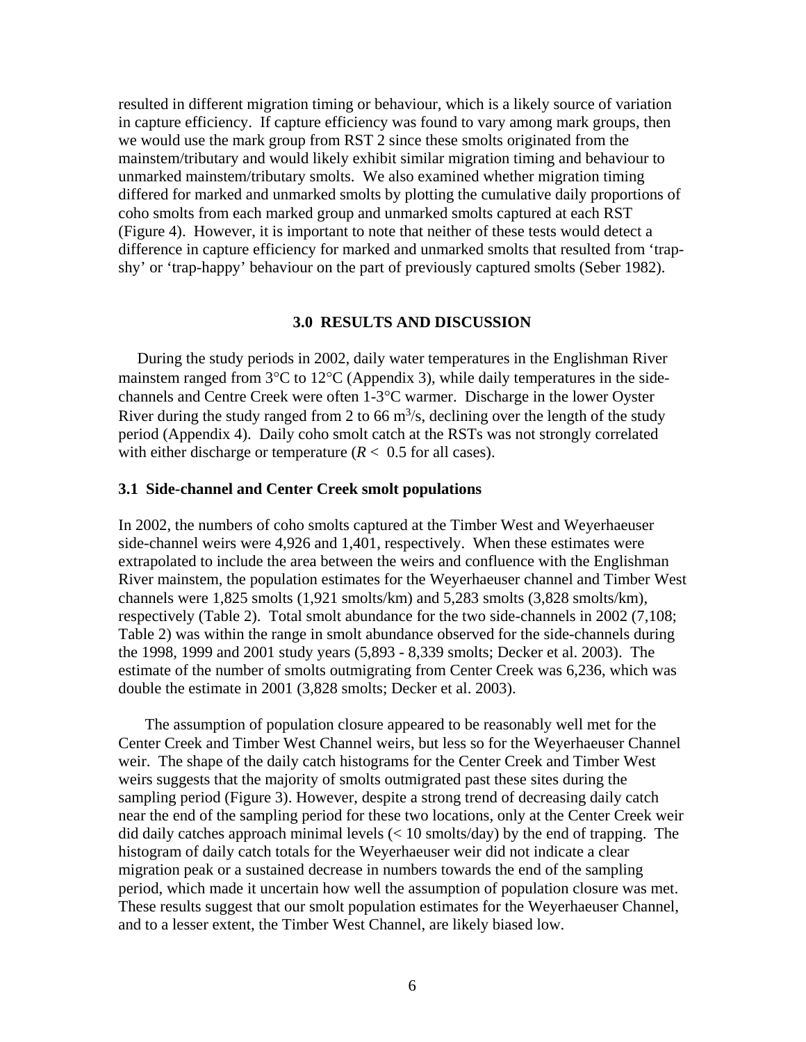resulted in different migration timing or behaviour, which is a likely source of variation in capture efficiency. If capture efficiency was found to vary among mark groups, then we would use the mark group from RST 2 since these smolts originated from the mainstem/tributary and would likely exhibit similar migration timing and behaviour to unmarked mainstem/tributary smolts. We also examined whether migration timing differed for marked and unmarked smolts by plotting the cumulative daily proportions of coho smolts from each marked group and unmarked smolts captured at each RST (Figure 4). However, it is important to note that neither of these tests would detect a difference in capture efficiency for marked and unmarked smolts that resulted from 'trap-shy' or 'trap-happy' behaviour on the part of previously captured smolts (Seber 1982).

## 3.0 RESULTS AND DISCUSSION

During the study periods in 2002, daily water temperatures in the Englishman River mainstem ranged from 3°C to 12°C (Appendix 3), while daily temperatures in the side-channels and Centre Creek were often 1-3°C warmer. Discharge in the lower Oyster River during the study ranged from 2 to 66 $m^3/s$, declining over the length of the study period (Appendix 4). Daily coho smolt catch at the RSTs was not strongly correlated with either discharge or temperature ($R < 0.5$ for all cases).

### 3.1 Side-channel and Center Creek smolt populations

In 2002, the numbers of coho smolts captured at the Timber West and Weyerhaeuser side-channel weirs were 4,926 and 1,401, respectively. When these estimates were extrapolated to include the area between the weirs and confluence with the Englishman River mainstem, the population estimates for the Weyerhaeuser channel and Timber West channels were 1,825 smolts (1,921 smolts/km) and 5,283 smolts (3,828 smolts/km), respectively (Table 2). Total smolt abundance for the two side-channels in 2002 (7,108; Table 2) was within the range in smolt abundance observed for the side-channels during the 1998, 1999 and 2001 study years (5,893 - 8,339 smolts; Decker et al. 2003). The estimate of the number of smolts outmigrating from Center Creek was 6,236, which was double the estimate in 2001 (3,828 smolts; Decker et al. 2003).

The assumption of population closure appeared to be reasonably well met for the Center Creek and Timber West Channel weirs, but less so for the Weyerhaeuser Channel weir. The shape of the daily catch histograms for the Center Creek and Timber West weirs suggests that the majority of smolts outmigrated past these sites during the sampling period (Figure 3). However, despite a strong trend of decreasing daily catch near the end of the sampling period for these two locations, only at the Center Creek weir did daily catches approach minimal levels (< 10 smolts/day) by the end of trapping. The histogram of daily catch totals for the Weyerhaeuser weir did not indicate a clear migration peak or a sustained decrease in numbers towards the end of the sampling period, which made it uncertain how well the assumption of population closure was met. These results suggest that our smolt population estimates for the Weyerhaeuser Channel, and to a lesser extent, the Timber West Channel, are likely biased low.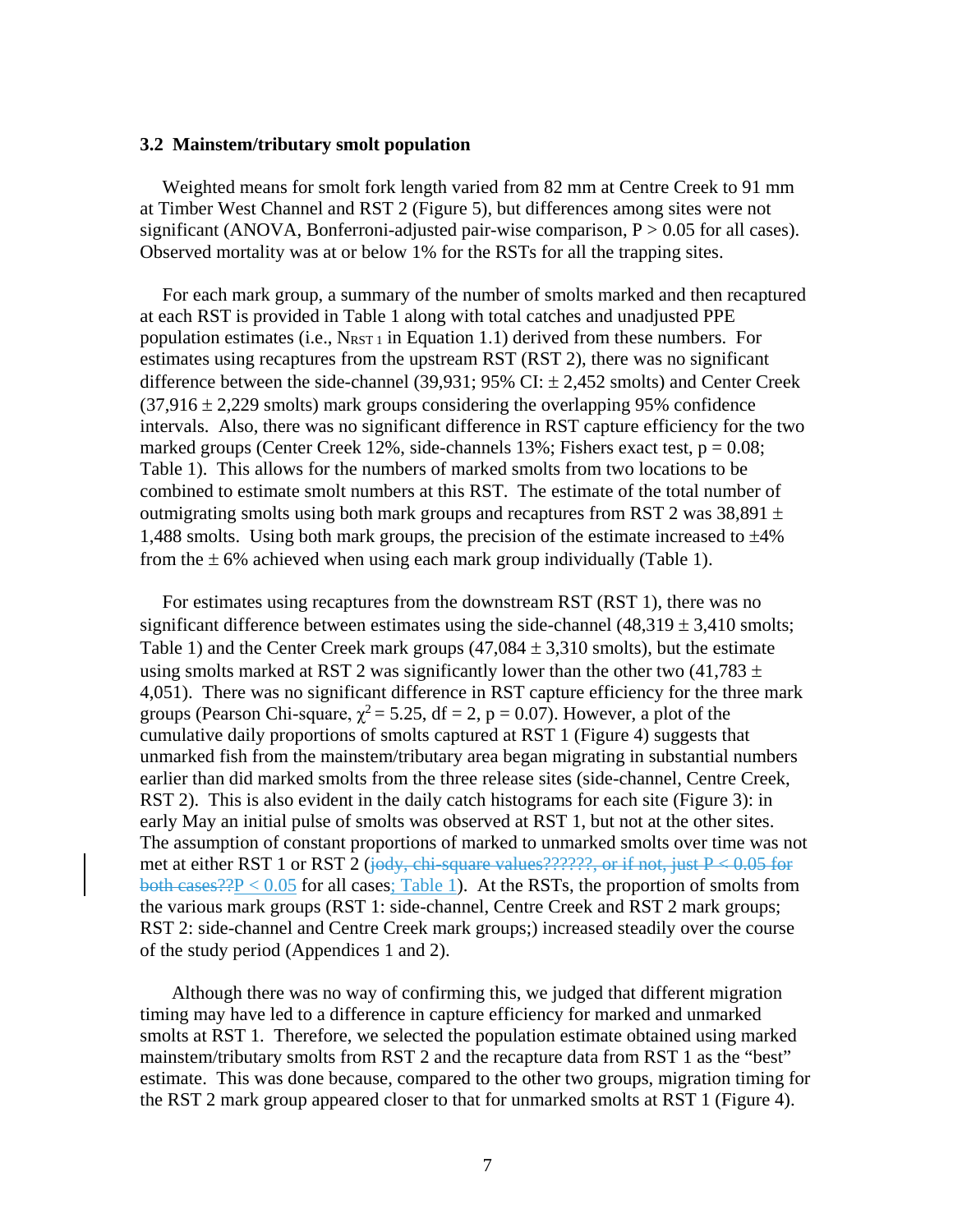### 3.2 Mainstem/tributary smolt population

Weighted means for smolt fork length varied from 82 mm at Centre Creek to 91 mm at Timber West Channel and RST 2 (Figure 5), but differences among sites were not significant (ANOVA, Bonferroni-adjusted pair-wise comparison, $P > 0.05$ for all cases). Observed mortality was at or below 1% for the RSTs for all the trapping sites.

For each mark group, a summary of the number of smolts marked and then recaptured at each RST is provided in Table 1 along with total catches and unadjusted PPE population estimates (i.e., $N_{RST\ 1}$ in Equation 1.1) derived from these numbers. For estimates using recaptures from the upstream RST (RST 2), there was no significant difference between the side-channel (39,931; 95% CI: ± 2,452 smolts) and Center Creek (37,916 ± 2,229 smolts) mark groups considering the overlapping 95% confidence intervals. Also, there was no significant difference in RST capture efficiency for the two marked groups (Center Creek 12%, side-channels 13%; Fishers exact test, $p = 0.08$; Table 1). This allows for the numbers of marked smolts from two locations to be combined to estimate smolt numbers at this RST. The estimate of the total number of outmigrating smolts using both mark groups and recaptures from RST 2 was 38,891 ± 1,488 smolts. Using both mark groups, the precision of the estimate increased to ±4% from the ± 6% achieved when using each mark group individually (Table 1).

For estimates using recaptures from the downstream RST (RST 1), there was no significant difference between estimates using the side-channel (48,319 ± 3,410 smolts; Table 1) and the Center Creek mark groups (47,084 ± 3,310 smolts), but the estimate using smolts marked at RST 2 was significantly lower than the other two (41,783 ± 4,051). There was no significant difference in RST capture efficiency for the three mark groups (Pearson Chi-square, $\chi^2 = 5.25$, df = 2, $p = 0.07$). However, a plot of the cumulative daily proportions of smolts captured at RST 1 (Figure 4) suggests that unmarked fish from the mainstem/tributary area began migrating in substantial numbers earlier than did marked smolts from the three release sites (side-channel, Centre Creek, RST 2). This is also evident in the daily catch histograms for each site (Figure 3): in early May an initial pulse of smolts was observed at RST 1, but not at the other sites. The assumption of constant proportions of marked to unmarked smolts over time was not met at either RST 1 or RST 2 (~~jody, chi-square values??????, or if not, just P < 0.05 for both cases??~~$P < 0.05$ for all cases; Table 1). At the RSTs, the proportion of smolts from the various mark groups (RST 1: side-channel, Centre Creek and RST 2 mark groups; RST 2: side-channel and Centre Creek mark groups;) increased steadily over the course of the study period (Appendices 1 and 2).

Although there was no way of confirming this, we judged that different migration timing may have led to a difference in capture efficiency for marked and unmarked smolts at RST 1. Therefore, we selected the population estimate obtained using marked mainstem/tributary smolts from RST 2 and the recapture data from RST 1 as the "best" estimate. This was done because, compared to the other two groups, migration timing for the RST 2 mark group appeared closer to that for unmarked smolts at RST 1 (Figure 4).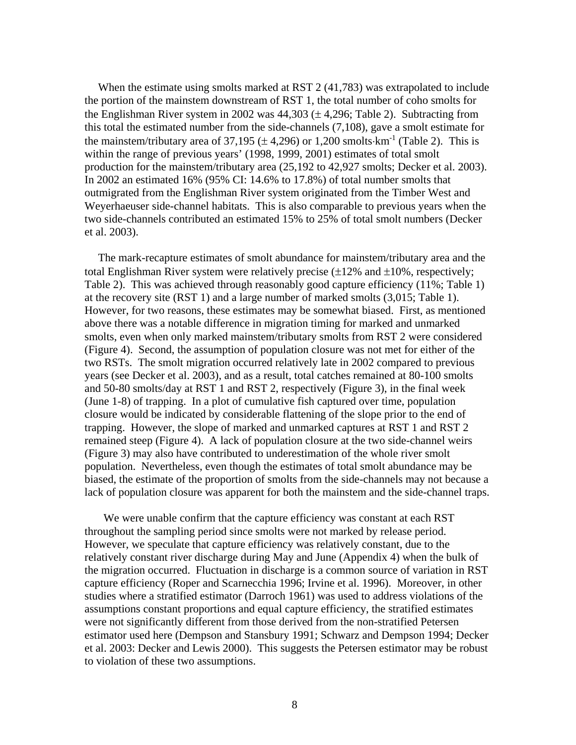When the estimate using smolts marked at RST 2 (41,783) was extrapolated to include the portion of the mainstem downstream of RST 1, the total number of coho smolts for the Englishman River system in 2002 was 44,303 ($\pm$ 4,296; Table 2). Subtracting from this total the estimated number from the side-channels (7,108), gave a smolt estimate for the mainstem/tributary area of 37,195 ($\pm$ 4,296) or 1,200 smolts·km$^{-1}$ (Table 2). This is within the range of previous years' (1998, 1999, 2001) estimates of total smolt production for the mainstem/tributary area (25,192 to 42,927 smolts; Decker et al. 2003). In 2002 an estimated 16% (95% CI: 14.6% to 17.8%) of total number smolts that outmigrated from the Englishman River system originated from the Timber West and Weyerhaeuser side-channel habitats. This is also comparable to previous years when the two side-channels contributed an estimated 15% to 25% of total smolt numbers (Decker et al. 2003).

The mark-recapture estimates of smolt abundance for mainstem/tributary area and the total Englishman River system were relatively precise ($\pm$12% and $\pm$10%, respectively; Table 2). This was achieved through reasonably good capture efficiency (11%; Table 1) at the recovery site (RST 1) and a large number of marked smolts (3,015; Table 1). However, for two reasons, these estimates may be somewhat biased. First, as mentioned above there was a notable difference in migration timing for marked and unmarked smolts, even when only marked mainstem/tributary smolts from RST 2 were considered (Figure 4). Second, the assumption of population closure was not met for either of the two RSTs. The smolt migration occurred relatively late in 2002 compared to previous years (see Decker et al. 2003), and as a result, total catches remained at 80-100 smolts and 50-80 smolts/day at RST 1 and RST 2, respectively (Figure 3), in the final week (June 1-8) of trapping. In a plot of cumulative fish captured over time, population closure would be indicated by considerable flattening of the slope prior to the end of trapping. However, the slope of marked and unmarked captures at RST 1 and RST 2 remained steep (Figure 4). A lack of population closure at the two side-channel weirs (Figure 3) may also have contributed to underestimation of the whole river smolt population. Nevertheless, even though the estimates of total smolt abundance may be biased, the estimate of the proportion of smolts from the side-channels may not because a lack of population closure was apparent for both the mainstem and the side-channel traps.

We were unable confirm that the capture efficiency was constant at each RST throughout the sampling period since smolts were not marked by release period. However, we speculate that capture efficiency was relatively constant, due to the relatively constant river discharge during May and June (Appendix 4) when the bulk of the migration occurred. Fluctuation in discharge is a common source of variation in RST capture efficiency (Roper and Scarnecchia 1996; Irvine et al. 1996). Moreover, in other studies where a stratified estimator (Darroch 1961) was used to address violations of the assumptions constant proportions and equal capture efficiency, the stratified estimates were not significantly different from those derived from the non-stratified Petersen estimator used here (Dempson and Stansbury 1991; Schwarz and Dempson 1994; Decker et al. 2003: Decker and Lewis 2000). This suggests the Petersen estimator may be robust to violation of these two assumptions.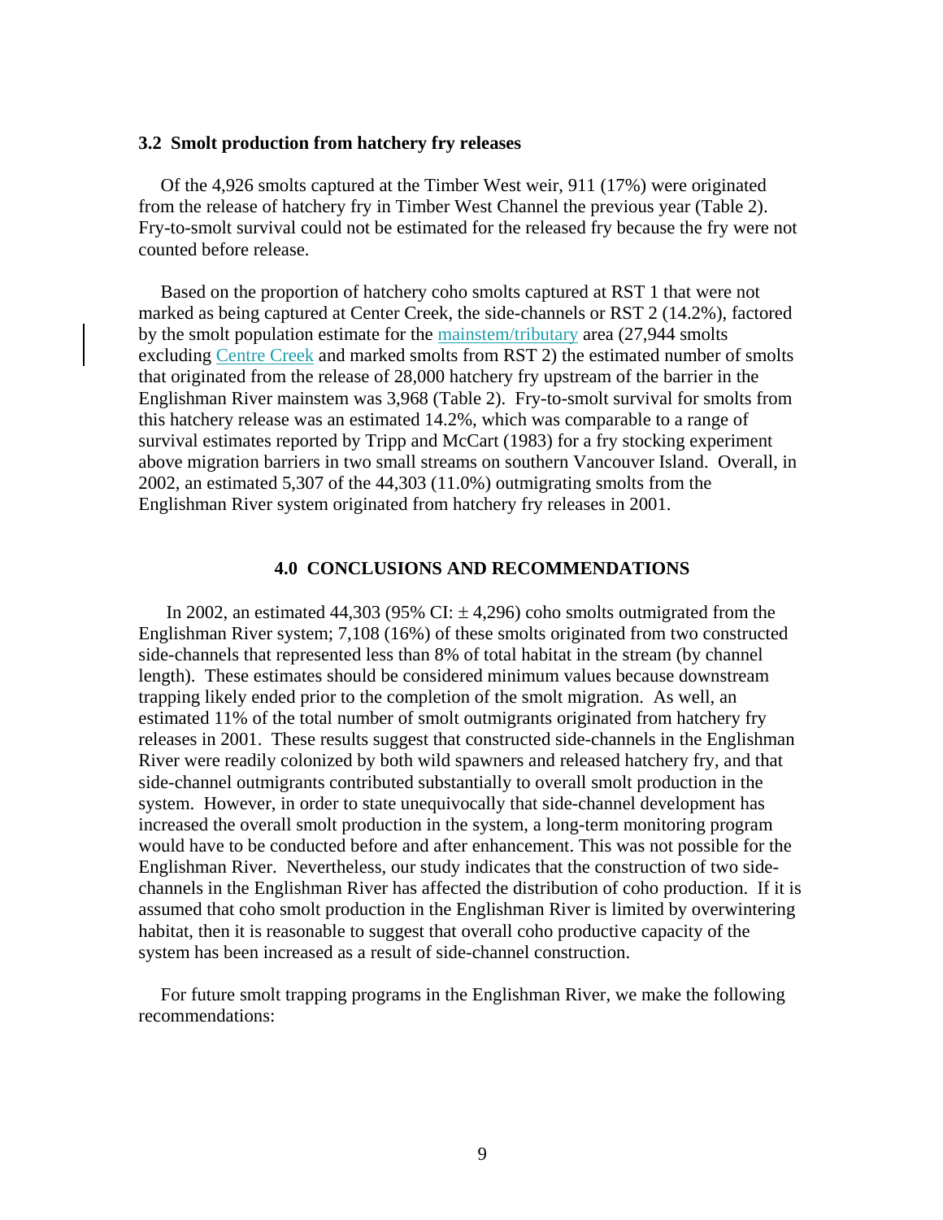### 3.2 Smolt production from hatchery fry releases

Of the 4,926 smolts captured at the Timber West weir, 911 (17%) were originated from the release of hatchery fry in Timber West Channel the previous year (Table 2). Fry-to-smolt survival could not be estimated for the released fry because the fry were not counted before release.

Based on the proportion of hatchery coho smolts captured at RST 1 that were not marked as being captured at Center Creek, the side-channels or RST 2 (14.2%), factored by the smolt population estimate for the mainstem/tributary area (27,944 smolts excluding Centre Creek and marked smolts from RST 2) the estimated number of smolts that originated from the release of 28,000 hatchery fry upstream of the barrier in the Englishman River mainstem was 3,968 (Table 2). Fry-to-smolt survival for smolts from this hatchery release was an estimated 14.2%, which was comparable to a range of survival estimates reported by Tripp and McCart (1983) for a fry stocking experiment above migration barriers in two small streams on southern Vancouver Island. Overall, in 2002, an estimated 5,307 of the 44,303 (11.0%) outmigrating smolts from the Englishman River system originated from hatchery fry releases in 2001.

## 4.0 CONCLUSIONS AND RECOMMENDATIONS

In 2002, an estimated 44,303 (95% CI: $\pm$ 4,296) coho smolts outmigrated from the Englishman River system; 7,108 (16%) of these smolts originated from two constructed side-channels that represented less than 8% of total habitat in the stream (by channel length). These estimates should be considered minimum values because downstream trapping likely ended prior to the completion of the smolt migration. As well, an estimated 11% of the total number of smolt outmigrants originated from hatchery fry releases in 2001. These results suggest that constructed side-channels in the Englishman River were readily colonized by both wild spawners and released hatchery fry, and that side-channel outmigrants contributed substantially to overall smolt production in the system. However, in order to state unequivocally that side-channel development has increased the overall smolt production in the system, a long-term monitoring program would have to be conducted before and after enhancement. This was not possible for the Englishman River. Nevertheless, our study indicates that the construction of two side-channels in the Englishman River has affected the distribution of coho production. If it is assumed that coho smolt production in the Englishman River is limited by overwintering habitat, then it is reasonable to suggest that overall coho productive capacity of the system has been increased as a result of side-channel construction.

For future smolt trapping programs in the Englishman River, we make the following recommendations: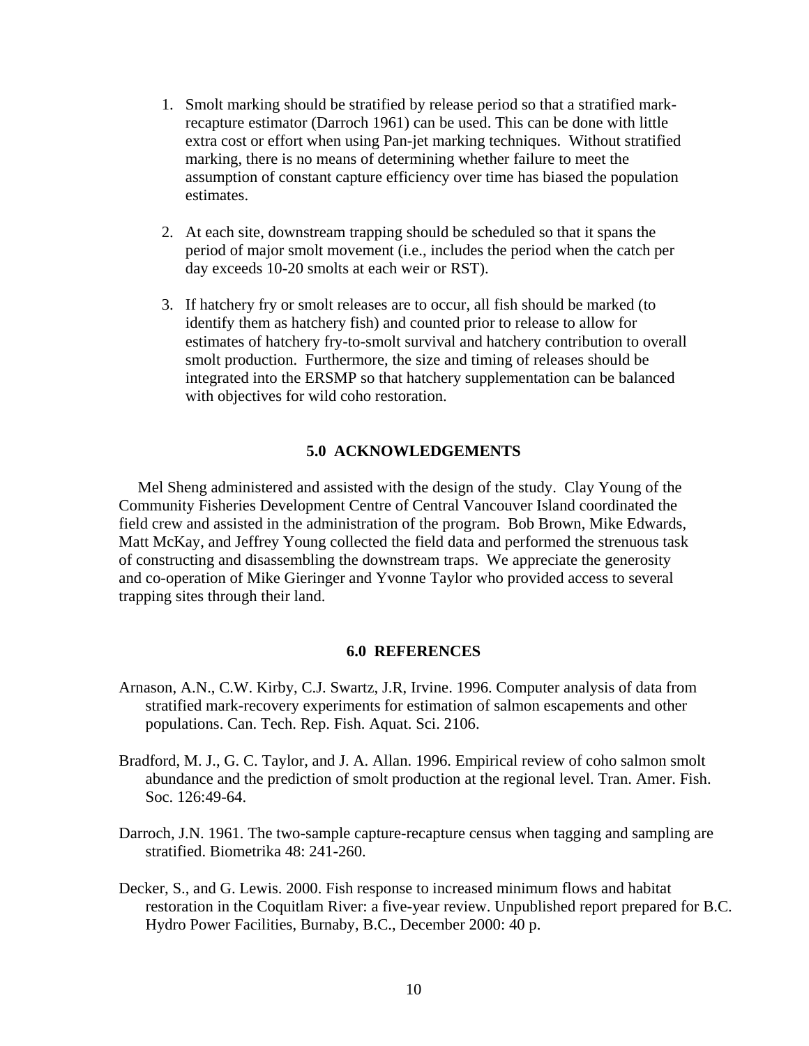1. Smolt marking should be stratified by release period so that a stratified mark-recapture estimator (Darroch 1961) can be used. This can be done with little extra cost or effort when using Pan-jet marking techniques. Without stratified marking, there is no means of determining whether failure to meet the assumption of constant capture efficiency over time has biased the population estimates.

2. At each site, downstream trapping should be scheduled so that it spans the period of major smolt movement (i.e., includes the period when the catch per day exceeds 10-20 smolts at each weir or RST).

3. If hatchery fry or smolt releases are to occur, all fish should be marked (to identify them as hatchery fish) and counted prior to release to allow for estimates of hatchery fry-to-smolt survival and hatchery contribution to overall smolt production. Furthermore, the size and timing of releases should be integrated into the ERSMP so that hatchery supplementation can be balanced with objectives for wild coho restoration.

## 5.0 ACKNOWLEDGEMENTS

Mel Sheng administered and assisted with the design of the study. Clay Young of the Community Fisheries Development Centre of Central Vancouver Island coordinated the field crew and assisted in the administration of the program. Bob Brown, Mike Edwards, Matt McKay, and Jeffrey Young collected the field data and performed the strenuous task of constructing and disassembling the downstream traps. We appreciate the generosity and co-operation of Mike Gieringer and Yvonne Taylor who provided access to several trapping sites through their land.

## 6.0 REFERENCES

Arnason, A.N., C.W. Kirby, C.J. Swartz, J.R, Irvine. 1996. Computer analysis of data from stratified mark-recovery experiments for estimation of salmon escapements and other populations. Can. Tech. Rep. Fish. Aquat. Sci. 2106.

Bradford, M. J., G. C. Taylor, and J. A. Allan. 1996. Empirical review of coho salmon smolt abundance and the prediction of smolt production at the regional level. Tran. Amer. Fish. Soc. 126:49-64.

Darroch, J.N. 1961. The two-sample capture-recapture census when tagging and sampling are stratified. Biometrika 48: 241-260.

Decker, S., and G. Lewis. 2000. Fish response to increased minimum flows and habitat restoration in the Coquitlam River: a five-year review. Unpublished report prepared for B.C. Hydro Power Facilities, Burnaby, B.C., December 2000: 40 p.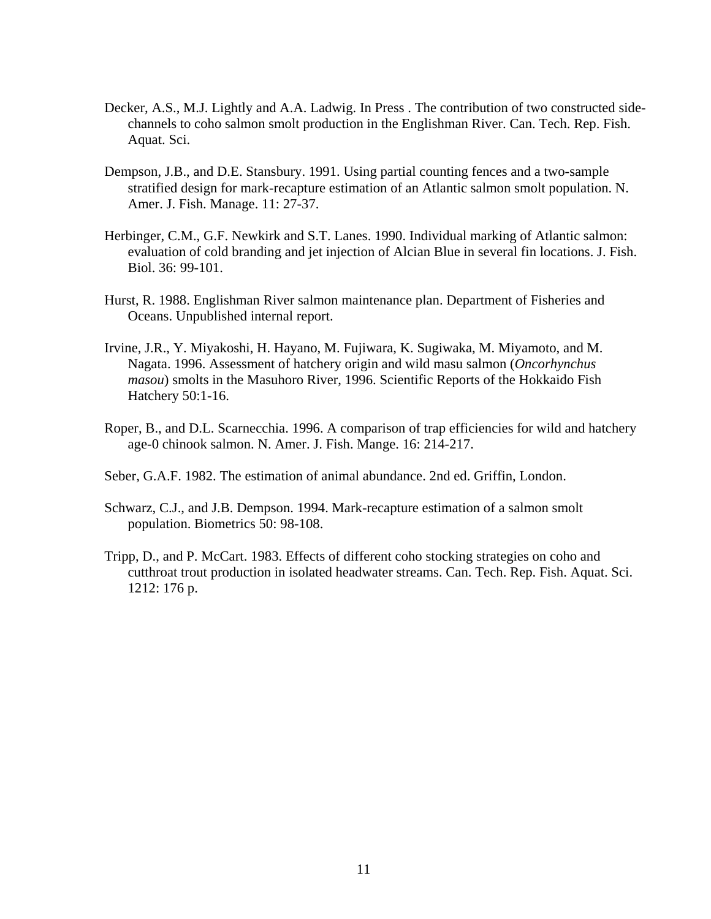Decker, A.S., M.J. Lightly and A.A. Ladwig. In Press . The contribution of two constructed side-channels to coho salmon smolt production in the Englishman River. Can. Tech. Rep. Fish. Aquat. Sci.

Dempson, J.B., and D.E. Stansbury. 1991. Using partial counting fences and a two-sample stratified design for mark-recapture estimation of an Atlantic salmon smolt population. N. Amer. J. Fish. Manage. 11: 27-37.

Herbinger, C.M., G.F. Newkirk and S.T. Lanes. 1990. Individual marking of Atlantic salmon: evaluation of cold branding and jet injection of Alcian Blue in several fin locations. J. Fish. Biol. 36: 99-101.

Hurst, R. 1988. Englishman River salmon maintenance plan. Department of Fisheries and Oceans. Unpublished internal report.

Irvine, J.R., Y. Miyakoshi, H. Hayano, M. Fujiwara, K. Sugiwaka, M. Miyamoto, and M. Nagata. 1996. Assessment of hatchery origin and wild masu salmon (*Oncorhynchus masou*) smolts in the Masuhoro River, 1996. Scientific Reports of the Hokkaido Fish Hatchery 50:1-16.

Roper, B., and D.L. Scarnecchia. 1996. A comparison of trap efficiencies for wild and hatchery age-0 chinook salmon. N. Amer. J. Fish. Mange. 16: 214-217.

Seber, G.A.F. 1982. The estimation of animal abundance. 2nd ed. Griffin, London.

Schwarz, C.J., and J.B. Dempson. 1994. Mark-recapture estimation of a salmon smolt population. Biometrics 50: 98-108.

Tripp, D., and P. McCart. 1983. Effects of different coho stocking strategies on coho and cutthroat trout production in isolated headwater streams. Can. Tech. Rep. Fish. Aquat. Sci. 1212: 176 p.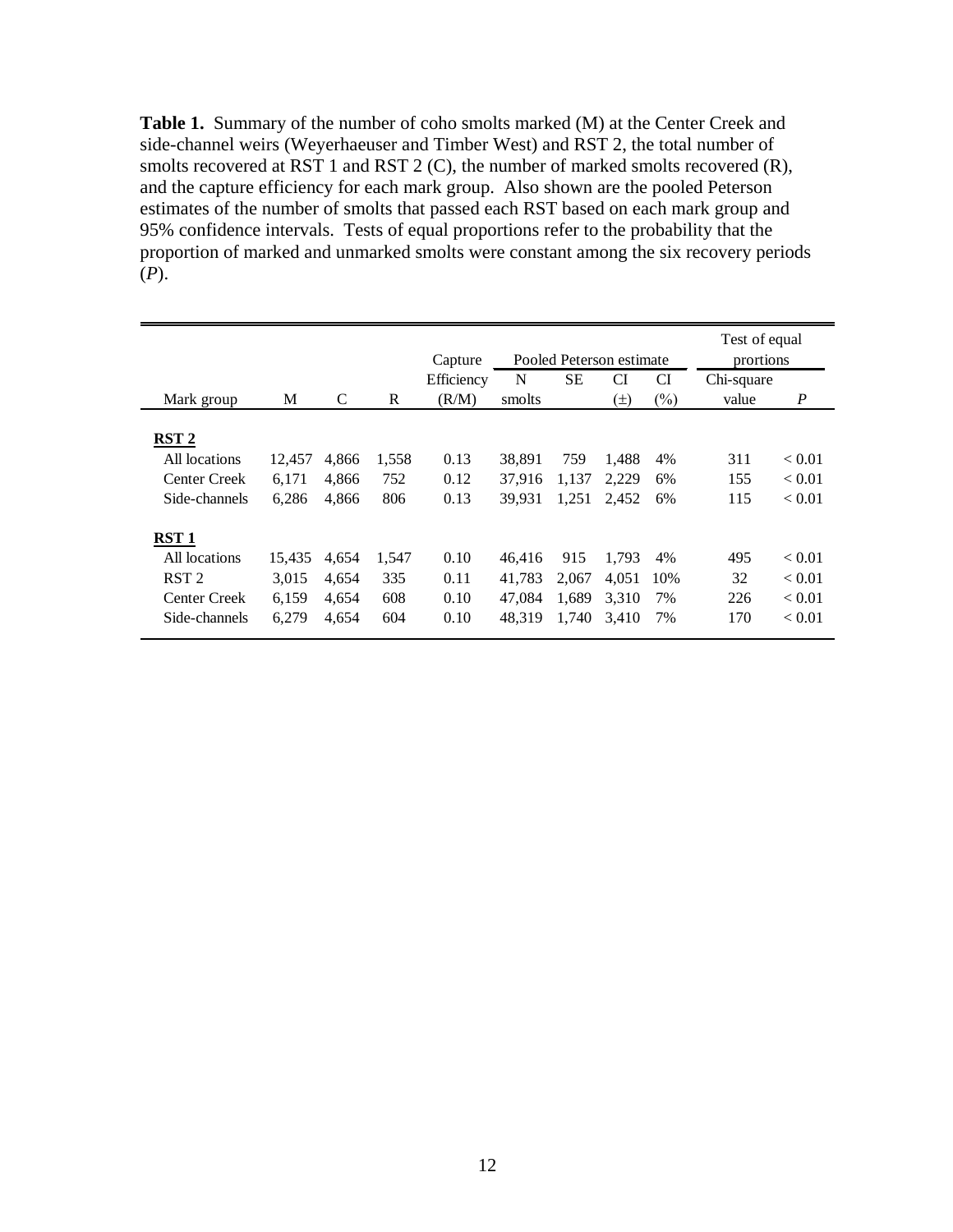**Table 1.** Summary of the number of coho smolts marked (M) at the Center Creek and side-channel weirs (Weyerhaeuser and Timber West) and RST 2, the total number of smolts recovered at RST 1 and RST 2 (C), the number of marked smolts recovered (R), and the capture efficiency for each mark group. Also shown are the pooled Peterson estimates of the number of smolts that passed each RST based on each mark group and 95% confidence intervals. Tests of equal proportions refer to the probability that the proportion of marked and unmarked smolts were constant among the six recovery periods (*P*).

| | | | | Capture | Pooled Peterson estimate | | | | Test of equal prortions | |
|---|---|---|---|---|---|---|---|---|---|---|
| Mark group | M | C | R | Efficiency (R/M) | N smolts | SE | CI (±) | CI (%) | Chi-square value | *P* |
| **RST 2** | | | | | | | | | | |
| All locations | 12,457 | 4,866 | 1,558 | 0.13 | 38,891 | 759 | 1,488 | 4% | 311 | < 0.01 |
| Center Creek | 6,171 | 4,866 | 752 | 0.12 | 37,916 | 1,137 | 2,229 | 6% | 155 | < 0.01 |
| Side-channels | 6,286 | 4,866 | 806 | 0.13 | 39,931 | 1,251 | 2,452 | 6% | 115 | < 0.01 |
| **RST 1** | | | | | | | | | | |
| All locations | 15,435 | 4,654 | 1,547 | 0.10 | 46,416 | 915 | 1,793 | 4% | 495 | < 0.01 |
| RST 2 | 3,015 | 4,654 | 335 | 0.11 | 41,783 | 2,067 | 4,051 | 10% | 32 | < 0.01 |
| Center Creek | 6,159 | 4,654 | 608 | 0.10 | 47,084 | 1,689 | 3,310 | 7% | 226 | < 0.01 |
| Side-channels | 6,279 | 4,654 | 604 | 0.10 | 48,319 | 1,740 | 3,410 | 7% | 170 | < 0.01 |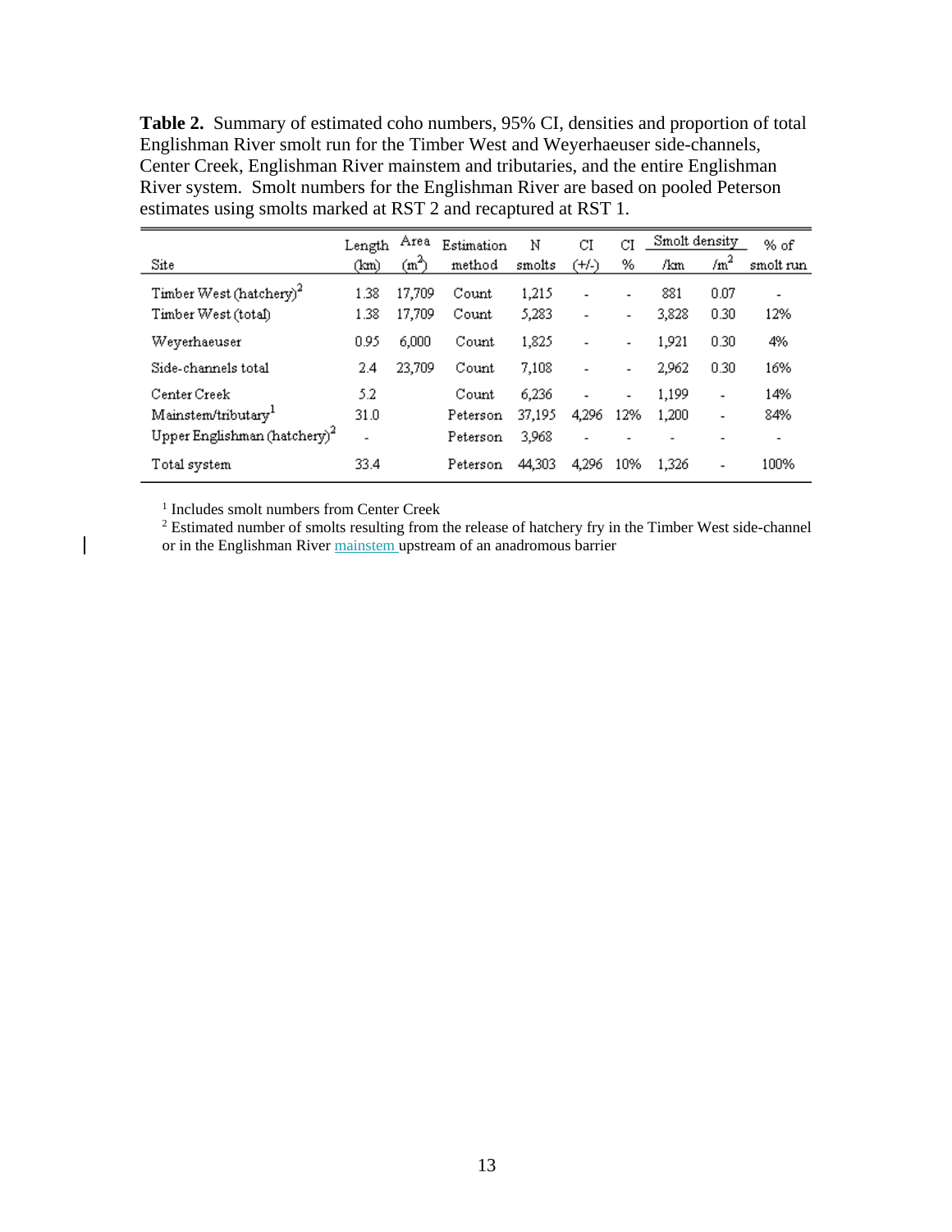**Table 2.** Summary of estimated coho numbers, 95% CI, densities and proportion of total Englishman River smolt run for the Timber West and Weyerhaeuser side-channels, Center Creek, Englishman River mainstem and tributaries, and the entire Englishman River system. Smolt numbers for the Englishman River are based on pooled Peterson estimates using smolts marked at RST 2 and recaptured at RST 1.

| Site | Length (km) | Area ($m^2$) | Estimation method | N smolts | CI (+/-) | CI % | Smolt density /km | Smolt density /$m^2$ | % of smolt run |
|---|---|---|---|---|---|---|---|---|---|
| Timber West (hatchery)[2] | 1.38 | 17,709 | Count | 1,215 | - | - | 881 | 0.07 | - |
| Timber West (total) | 1.38 | 17,709 | Count | 5,283 | - | - | 3,828 | 0.30 | 12% |
| Weyerhaeuser | 0.95 | 6,000 | Count | 1,825 | - | - | 1,921 | 0.30 | 4% |
| Side-channels total | 2.4 | 23,709 | Count | 7,108 | - | - | 2,962 | 0.30 | 16% |
| Center Creek | 5.2 | | Count | 6,236 | - | - | 1,199 | - | 14% |
| Mainstem/tributary[1] | 31.0 | | Peterson | 37,195 | 4,296 | 12% | 1,200 | - | 84% |
| Upper Englishman (hatchery)[2] | - | | Peterson | 3,968 | - | - | - | - | - |
| Total system | 33.4 | | Peterson | 44,303 | 4,296 | 10% | 1,326 | - | 100% |

[1] Includes smolt numbers from Center Creek

[2] Estimated number of smolts resulting from the release of hatchery fry in the Timber West side-channel or in the Englishman River mainstem upstream of an anadromous barrier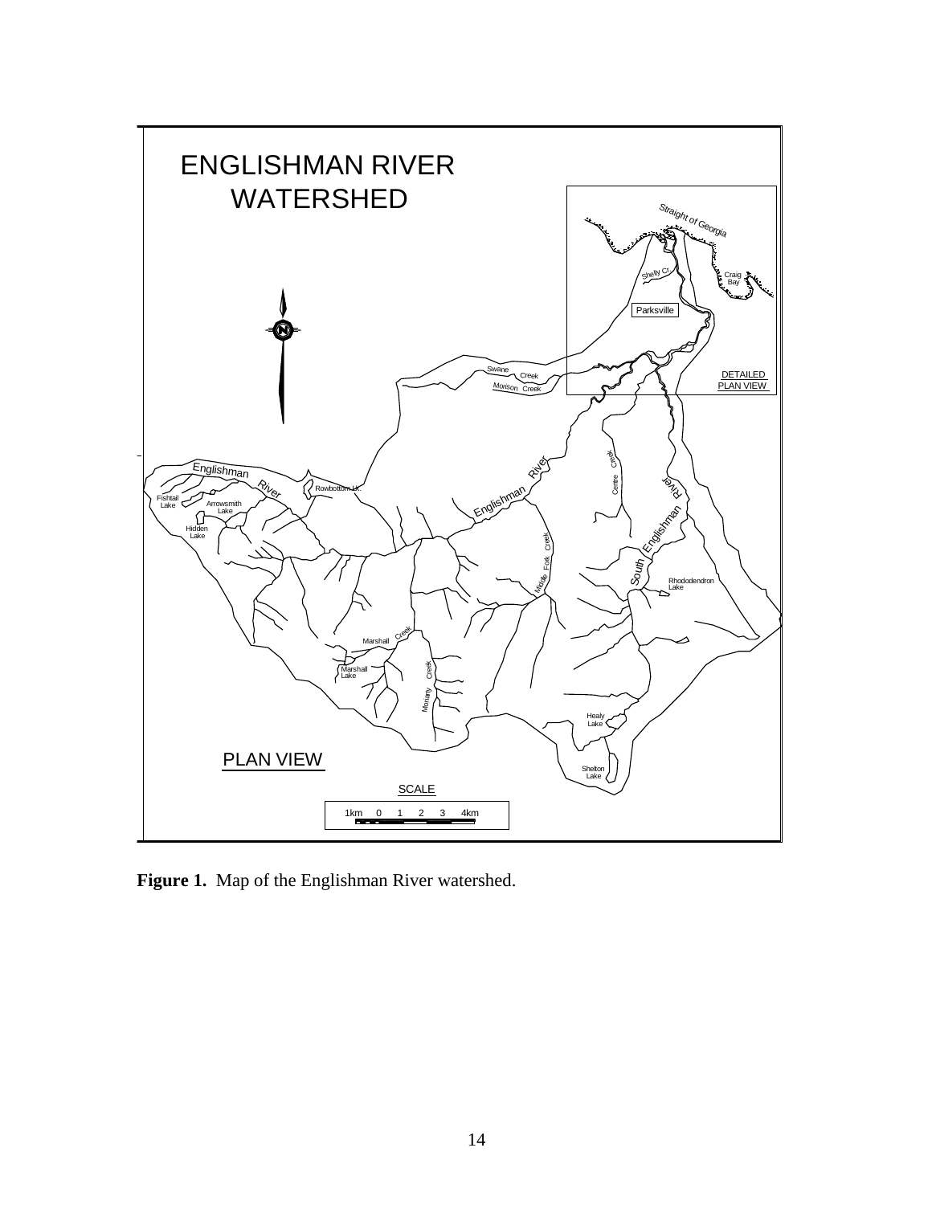**Figure 1.** Map of the Englishman River watershed.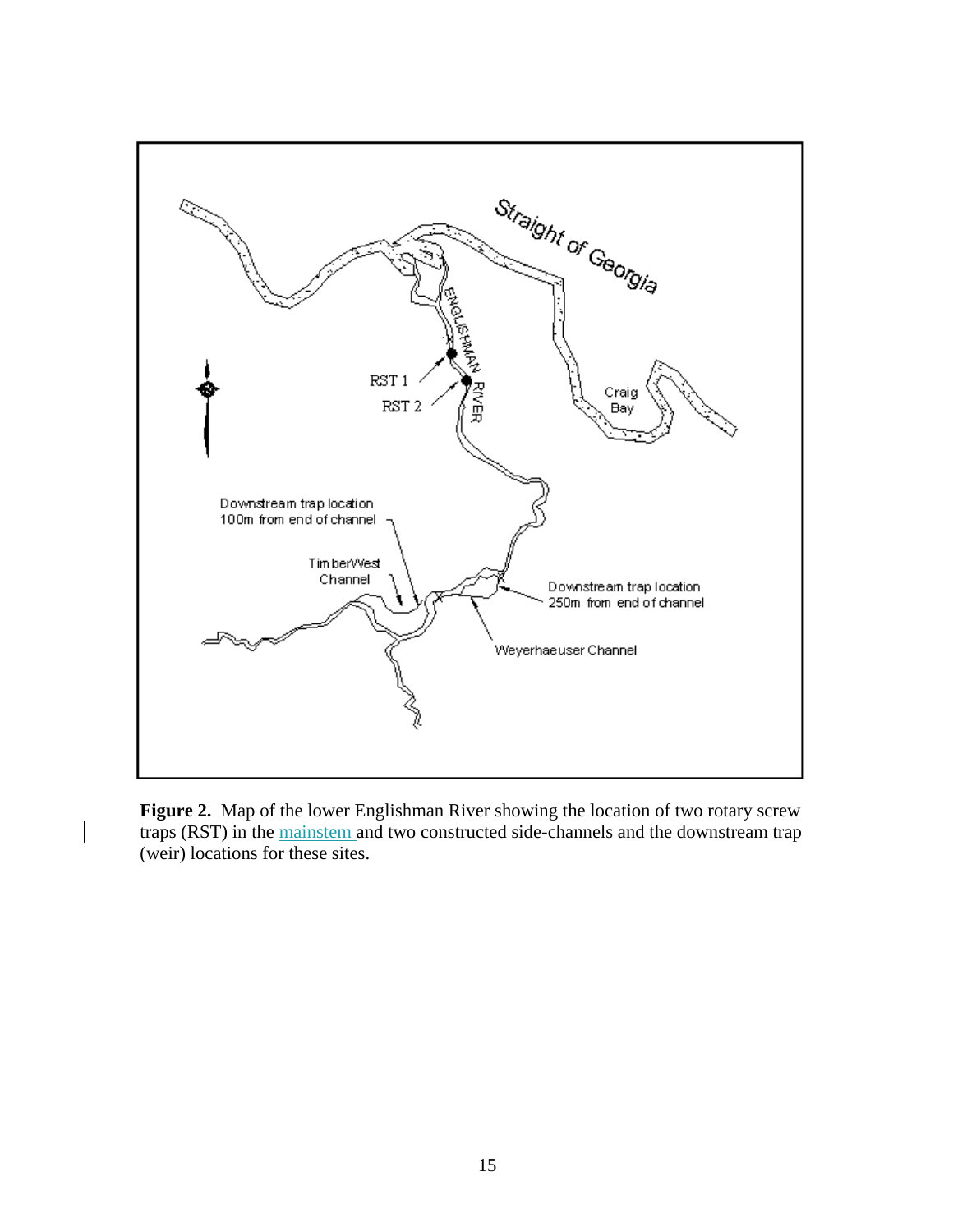**Figure 2.** Map of the lower Englishman River showing the location of two rotary screw traps (RST) in the mainstem and two constructed side-channels and the downstream trap (weir) locations for these sites.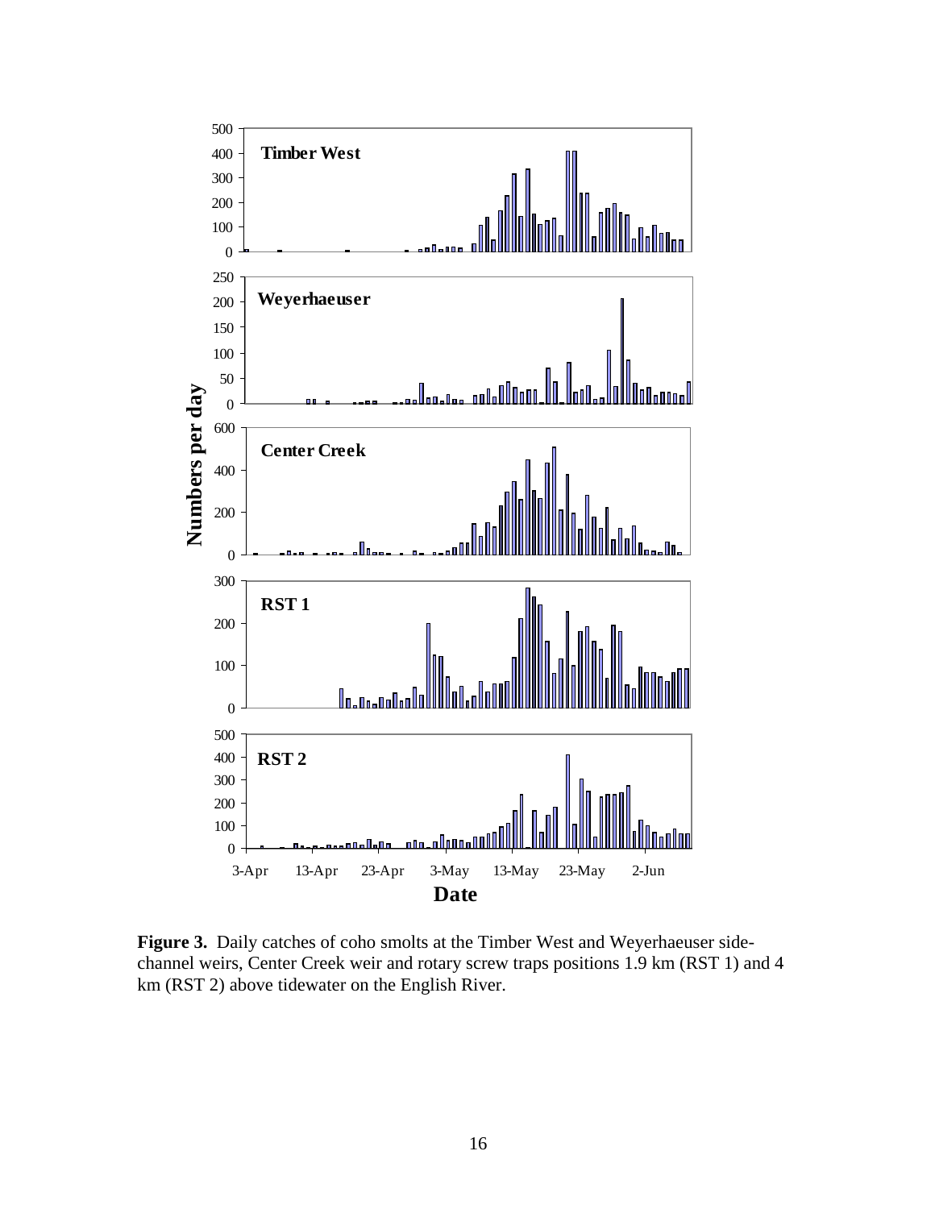**Figure 3.** Daily catches of coho smolts at the Timber West and Weyerhaeuser side-channel weirs, Center Creek weir and rotary screw traps positions 1.9 km (RST 1) and 4 km (RST 2) above tidewater on the English River.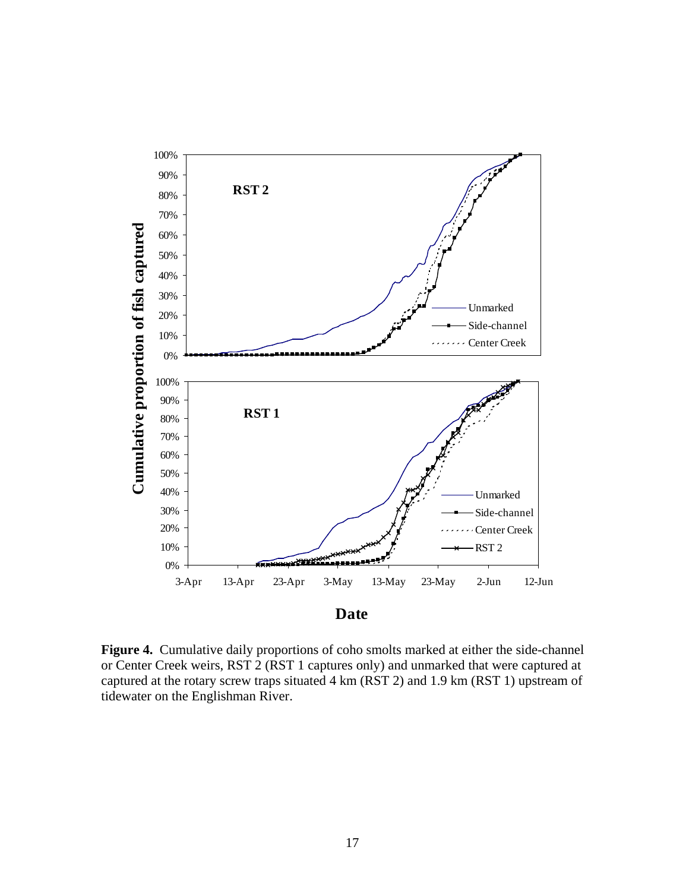**Figure 4.** Cumulative daily proportions of coho smolts marked at either the side-channel or Center Creek weirs, RST 2 (RST 1 captures only) and unmarked that were captured at captured at the rotary screw traps situated 4 km (RST 2) and 1.9 km (RST 1) upstream of tidewater on the Englishman River.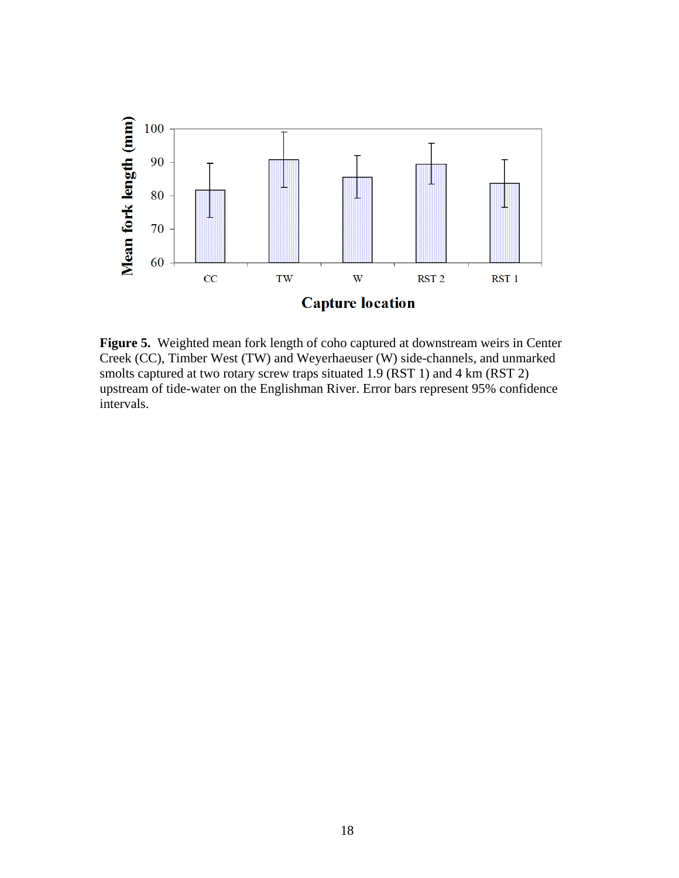**Figure 5.** Weighted mean fork length of coho captured at downstream weirs in Center Creek (CC), Timber West (TW) and Weyerhaeuser (W) side-channels, and unmarked smolts captured at two rotary screw traps situated 1.9 (RST 1) and 4 km (RST 2) upstream of tide-water on the Englishman River. Error bars represent 95% confidence intervals.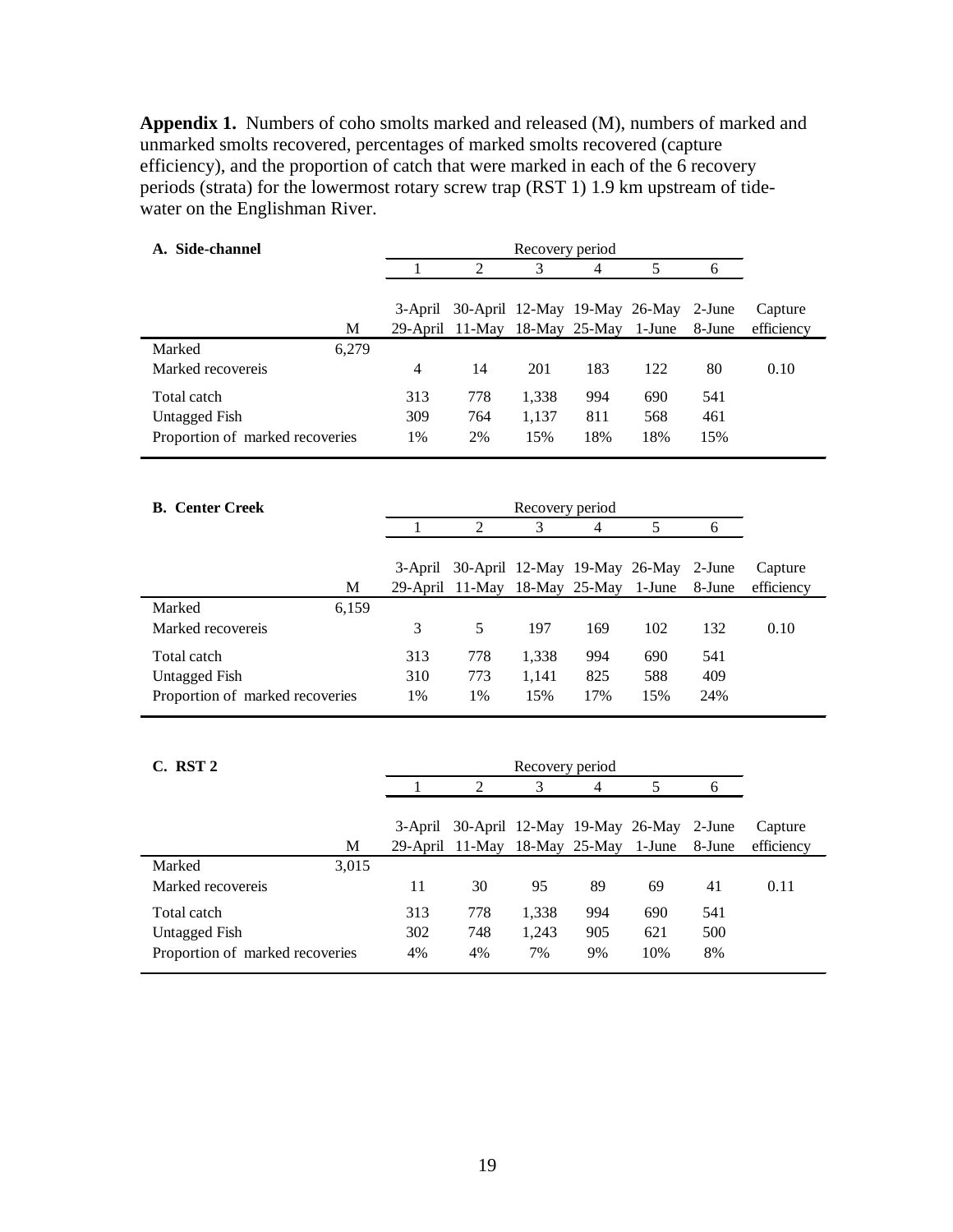**Appendix 1.** Numbers of coho smolts marked and released (M), numbers of marked and unmarked smolts recovered, percentages of marked smolts recovered (capture efficiency), and the proportion of catch that were marked in each of the 6 recovery periods (strata) for the lowermost rotary screw trap (RST 1) 1.9 km upstream of tide-water on the Englishman River.

**A. Side-channel**

| | | Recovery period | | | | | | |
|---|---|---|---|---|---|---|---|---|
| | | 1 | 2 | 3 | 4 | 5 | 6 | |
| | M | 3-April 29-April | 30-April 11-May | 12-May 18-May | 19-May 25-May | 26-May 1-June | 2-June 8-June | Capture efficiency |
| Marked | 6,279 | | | | | | | |
| Marked recovereis | | 4 | 14 | 201 | 183 | 122 | 80 | 0.10 |
| Total catch | | 313 | 778 | 1,338 | 994 | 690 | 541 | |
| Untagged Fish | | 309 | 764 | 1,137 | 811 | 568 | 461 | |
| Proportion of marked recoveries | | 1% | 2% | 15% | 18% | 18% | 15% | |

**B. Center Creek**

| | | Recovery period | | | | | | |
|---|---|---|---|---|---|---|---|---|
| | | 1 | 2 | 3 | 4 | 5 | 6 | |
| | M | 3-April 29-April | 30-April 11-May | 12-May 18-May | 19-May 25-May | 26-May 1-June | 2-June 8-June | Capture efficiency |
| Marked | 6,159 | | | | | | | |
| Marked recovereis | | 3 | 5 | 197 | 169 | 102 | 132 | 0.10 |
| Total catch | | 313 | 778 | 1,338 | 994 | 690 | 541 | |
| Untagged Fish | | 310 | 773 | 1,141 | 825 | 588 | 409 | |
| Proportion of marked recoveries | | 1% | 1% | 15% | 17% | 15% | 24% | |

**C. RST 2**

| | | Recovery period | | | | | | |
|---|---|---|---|---|---|---|---|---|
| | | 1 | 2 | 3 | 4 | 5 | 6 | |
| | M | 3-April 29-April | 30-April 11-May | 12-May 18-May | 19-May 25-May | 26-May 1-June | 2-June 8-June | Capture efficiency |
| Marked | 3,015 | | | | | | | |
| Marked recovereis | | 11 | 30 | 95 | 89 | 69 | 41 | 0.11 |
| Total catch | | 313 | 778 | 1,338 | 994 | 690 | 541 | |
| Untagged Fish | | 302 | 748 | 1,243 | 905 | 621 | 500 | |
| Proportion of marked recoveries | | 4% | 4% | 7% | 9% | 10% | 8% | |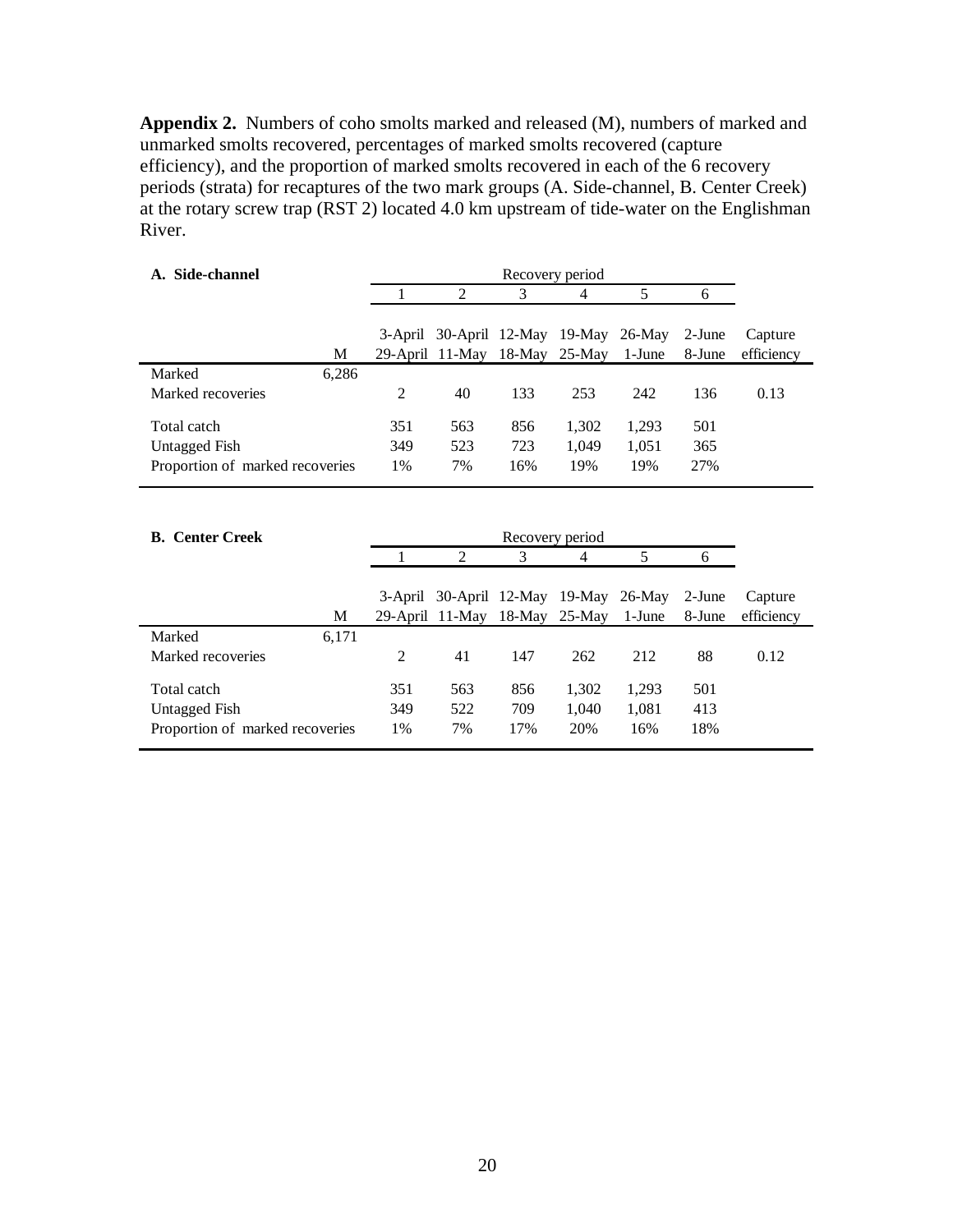**Appendix 2.** Numbers of coho smolts marked and released (M), numbers of marked and unmarked smolts recovered, percentages of marked smolts recovered (capture efficiency), and the proportion of marked smolts recovered in each of the 6 recovery periods (strata) for recaptures of the two mark groups (A. Side-channel, B. Center Creek) at the rotary screw trap (RST 2) located 4.0 km upstream of tide-water on the Englishman River.

**A. Side-channel**

| | | Recovery period | | | | | | |
|---|---|---|---|---|---|---|---|---|
| | | 1 | 2 | 3 | 4 | 5 | 6 | |
| | M | 3-April 29-April | 30-April 11-May | 12-May 18-May | 19-May 25-May | 26-May 1-June | 2-June 8-June | Capture efficiency |
| Marked | 6,286 | | | | | | | |
| Marked recoveries | | 2 | 40 | 133 | 253 | 242 | 136 | 0.13 |
| Total catch | | 351 | 563 | 856 | 1,302 | 1,293 | 501 | |
| Untagged Fish | | 349 | 523 | 723 | 1,049 | 1,051 | 365 | |
| Proportion of marked recoveries | | 1% | 7% | 16% | 19% | 19% | 27% | |

**B. Center Creek**

| | | Recovery period | | | | | | |
|---|---|---|---|---|---|---|---|---|
| | | 1 | 2 | 3 | 4 | 5 | 6 | |
| | M | 3-April 29-April | 30-April 11-May | 12-May 18-May | 19-May 25-May | 26-May 1-June | 2-June 8-June | Capture efficiency |
| Marked | 6,171 | | | | | | | |
| Marked recoveries | | 2 | 41 | 147 | 262 | 212 | 88 | 0.12 |
| Total catch | | 351 | 563 | 856 | 1,302 | 1,293 | 501 | |
| Untagged Fish | | 349 | 522 | 709 | 1,040 | 1,081 | 413 | |
| Proportion of marked recoveries | | 1% | 7% | 17% | 20% | 16% | 18% | |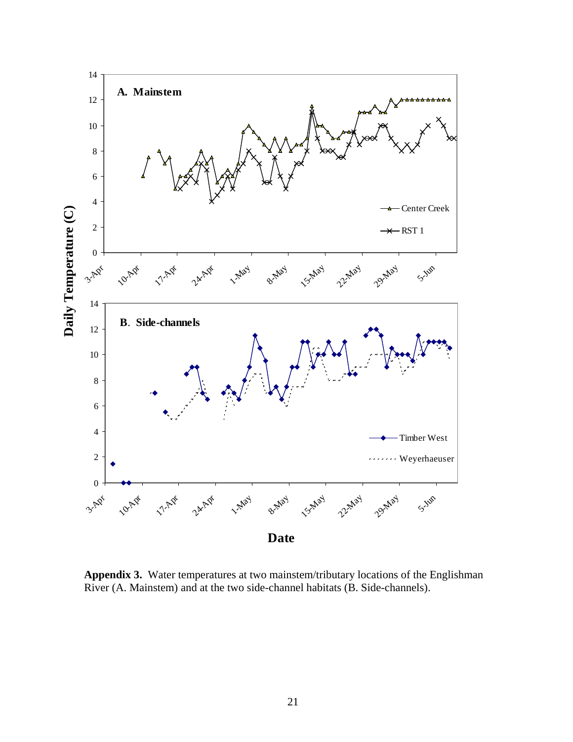**Appendix 3.** Water temperatures at two mainstem/tributary locations of the Englishman River (A. Mainstem) and at the two side-channel habitats (B. Side-channels).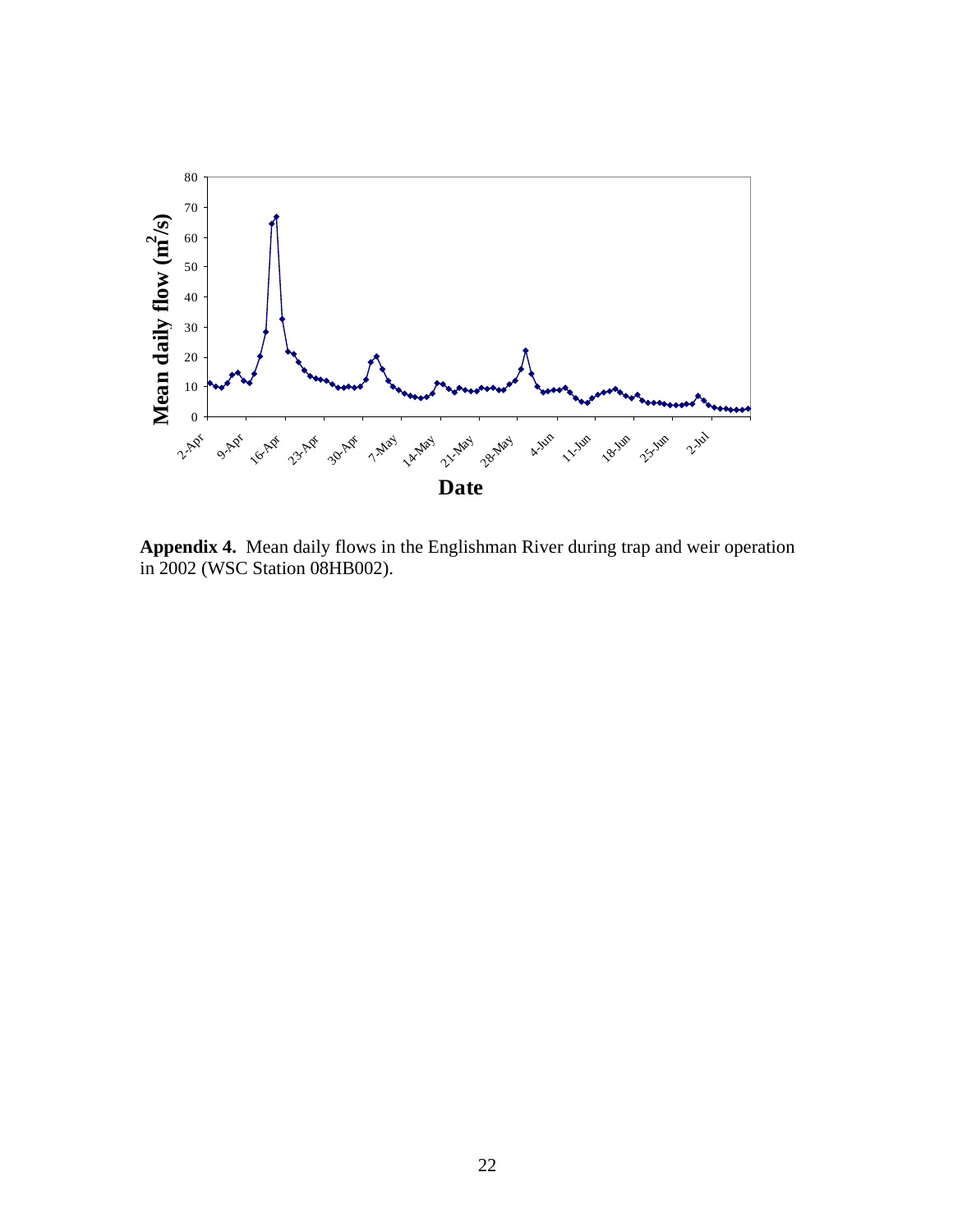80
70
60
50
40
30
20
10
0

Mean daily flow ($m^2/s$)

2-Apr 9-Apr 16-Apr 23-Apr 30-Apr 7-May 14-May 21-May 28-May 4-Jun 11-Jun 18-Jun 25-Jun 2-Jul

Date

**Appendix 4.** Mean daily flows in the Englishman River during trap and weir operation in 2002 (WSC Station 08HB002).